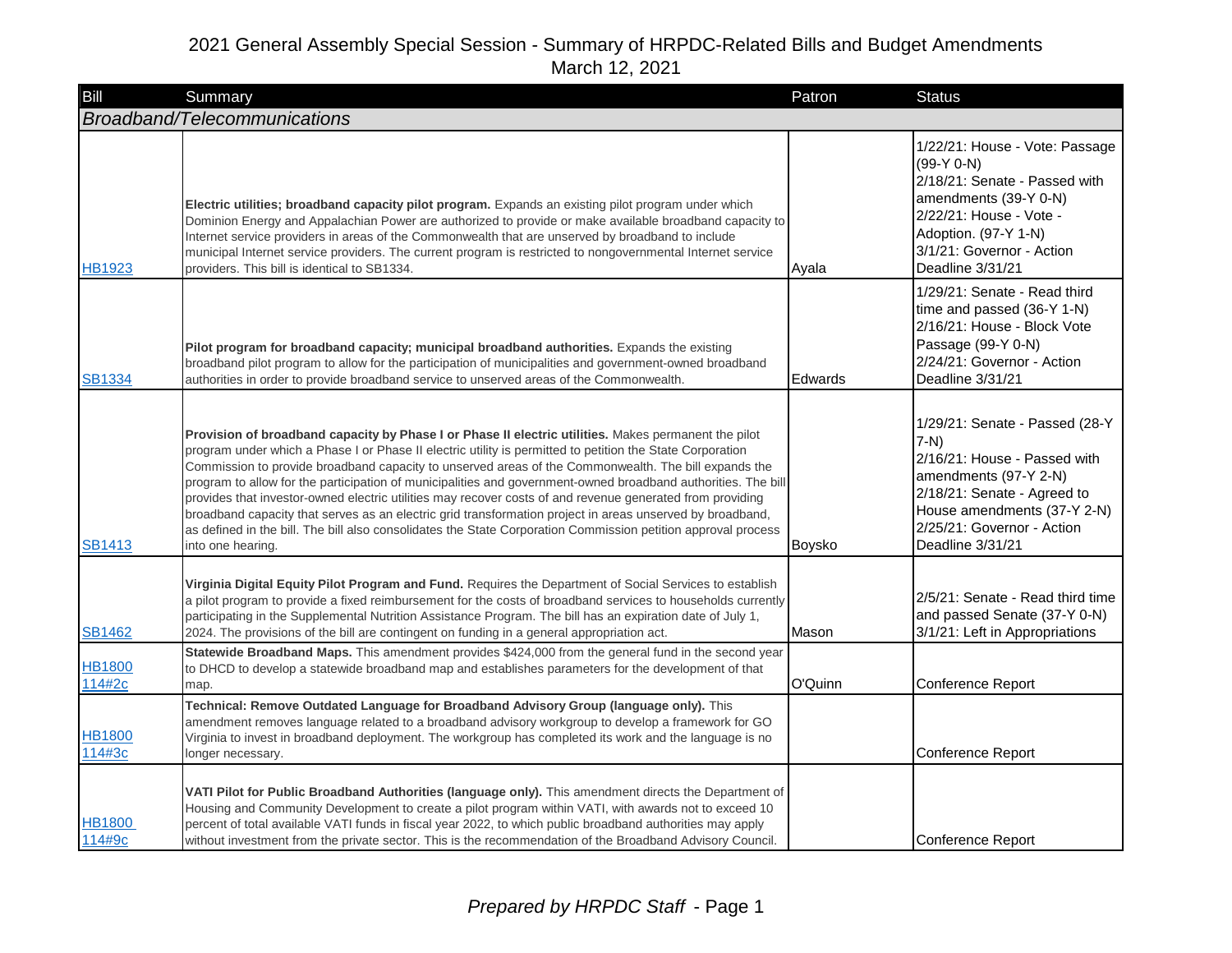# 2021 General Assembly Special Session - Summary of HRPDC-Related Bills and Budget Amendments

March 12, 2021

| Bill | Summary | Patron | Status |
|---|---|---|---|
| *Broadband/Telecommunications* | | | |
| HB1923 | **Electric utilities; broadband capacity pilot program.** Expands an existing pilot program under which Dominion Energy and Appalachian Power are authorized to provide or make available broadband capacity to Internet service providers in areas of the Commonwealth that are unserved by broadband to include municipal Internet service providers. The current program is restricted to nongovernmental Internet service providers. This bill is identical to SB1334. | Ayala | 1/22/21: House - Vote: Passage (99-Y 0-N)<br>2/18/21: Senate - Passed with amendments (39-Y 0-N)<br>2/22/21: House - Vote - Adoption. (97-Y 1-N)<br>3/1/21: Governor - Action Deadline 3/31/21 |
| SB1334 | **Pilot program for broadband capacity; municipal broadband authorities.** Expands the existing broadband pilot program to allow for the participation of municipalities and government-owned broadband authorities in order to provide broadband service to unserved areas of the Commonwealth. | Edwards | 1/29/21: Senate - Read third time and passed (36-Y 1-N)<br>2/16/21: House - Block Vote Passage (99-Y 0-N)<br>2/24/21: Governor - Action Deadline 3/31/21 |
| SB1413 | **Provision of broadband capacity by Phase I or Phase II electric utilities.** Makes permanent the pilot program under which a Phase I or Phase II electric utility is permitted to petition the State Corporation Commission to provide broadband capacity to unserved areas of the Commonwealth. The bill expands the program to allow for the participation of municipalities and government-owned broadband authorities. The bill provides that investor-owned electric utilities may recover costs of and revenue generated from providing broadband capacity that serves as an electric grid transformation project in areas unserved by broadband, as defined in the bill. The bill also consolidates the State Corporation Commission petition approval process into one hearing. | Boysko | 1/29/21: Senate - Passed (28-Y 7-N)<br>2/16/21: House - Passed with amendments (97-Y 2-N)<br>2/18/21: Senate - Agreed to House amendments (37-Y 2-N)<br>2/25/21: Governor - Action Deadline 3/31/21 |
| SB1462 | **Virginia Digital Equity Pilot Program and Fund.** Requires the Department of Social Services to establish a pilot program to provide a fixed reimbursement for the costs of broadband services to households currently participating in the Supplemental Nutrition Assistance Program. The bill has an expiration date of July 1, 2024. The provisions of the bill are contingent on funding in a general appropriation act. | Mason | 2/5/21: Senate - Read third time and passed Senate (37-Y 0-N)<br>3/1/21: Left in Appropriations |
| HB1800 114#2c | **Statewide Broadband Maps.** This amendment provides $424,000 from the general fund in the second year to DHCD to develop a statewide broadband map and establishes parameters for the development of that map. | O'Quinn | Conference Report |
| HB1800 114#3c | **Technical: Remove Outdated Language for Broadband Advisory Group (language only).** This amendment removes language related to a broadband advisory workgroup to develop a framework for GO Virginia to invest in broadband deployment. The workgroup has completed its work and the language is no longer necessary. | | Conference Report |
| HB1800 114#9c | **VATI Pilot for Public Broadband Authorities (language only).** This amendment directs the Department of Housing and Community Development to create a pilot program within VATI, with awards not to exceed 10 percent of total available VATI funds in fiscal year 2022, to which public broadband authorities may apply without investment from the private sector. This is the recommendation of the Broadband Advisory Council. | | Conference Report |

*Prepared by HRPDC Staff*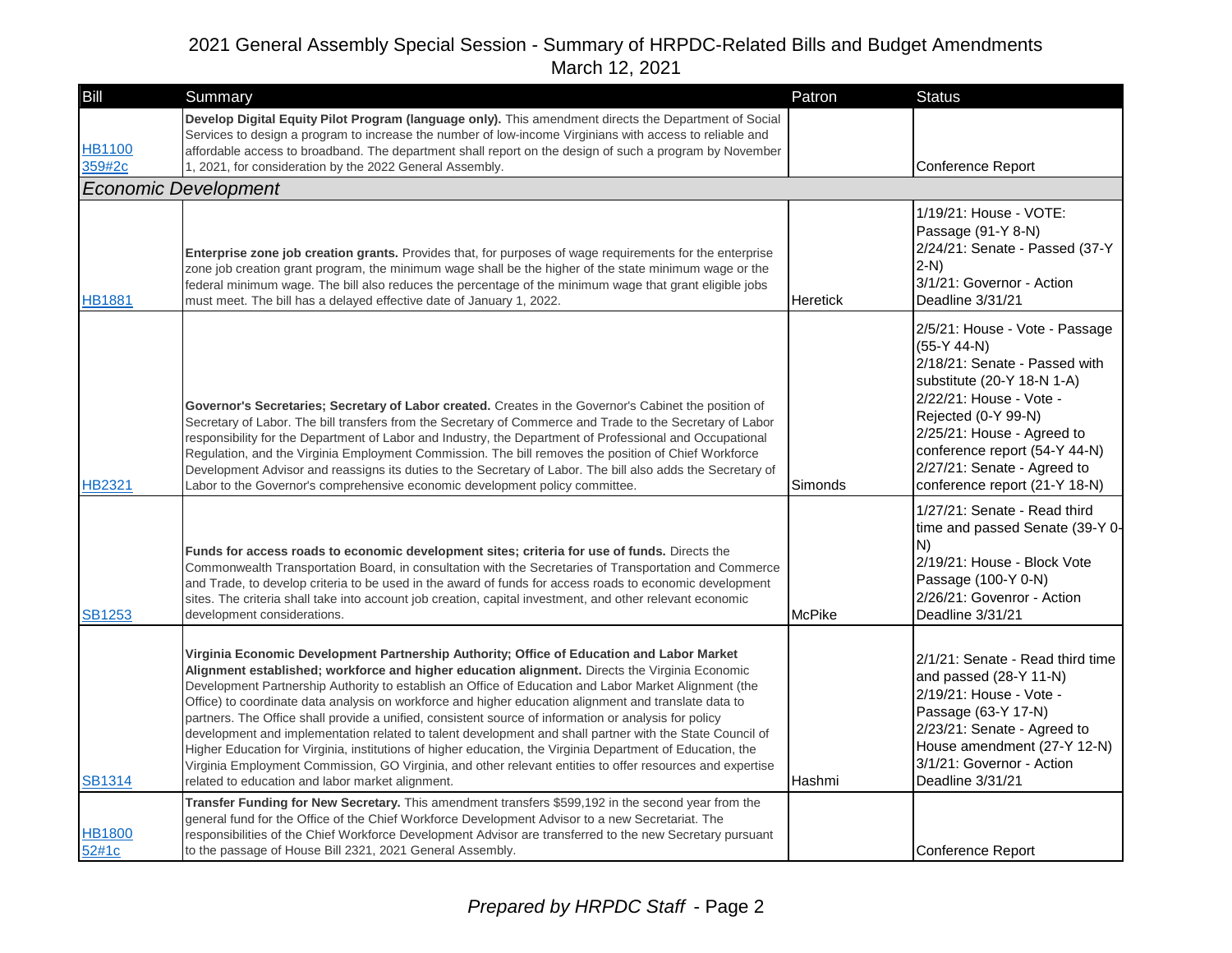# 2021 General Assembly Special Session - Summary of HRPDC-Related Bills and Budget Amendments

March 12, 2021

| Bill | Summary | Patron | Status |
|---|---|---|---|
| HB1100 359#2c | **Develop Digital Equity Pilot Program (language only).** This amendment directs the Department of Social Services to design a program to increase the number of low-income Virginians with access to reliable and affordable access to broadband. The department shall report on the design of such a program by November 1, 2021, for consideration by the 2022 General Assembly. | | Conference Report |
| ***Economic Development*** | | | |
| HB1881 | **Enterprise zone job creation grants.** Provides that, for purposes of wage requirements for the enterprise zone job creation grant program, the minimum wage shall be the higher of the state minimum wage or the federal minimum wage. The bill also reduces the percentage of the minimum wage that grant eligible jobs must meet. The bill has a delayed effective date of January 1, 2022. | Heretick | 1/19/21: House - VOTE: Passage (91-Y 8-N)<br>2/24/21: Senate - Passed (37-Y 2-N)<br>3/1/21: Governor - Action Deadline 3/31/21 |
| HB2321 | **Governor's Secretaries; Secretary of Labor created.** Creates in the Governor's Cabinet the position of Secretary of Labor. The bill transfers from the Secretary of Commerce and Trade to the Secretary of Labor responsibility for the Department of Labor and Industry, the Department of Professional and Occupational Regulation, and the Virginia Employment Commission. The bill removes the position of Chief Workforce Development Advisor and reassigns its duties to the Secretary of Labor. The bill also adds the Secretary of Labor to the Governor's comprehensive economic development policy committee. | Simonds | 2/5/21: House - Vote - Passage (55-Y 44-N)<br>2/18/21: Senate - Passed with substitute (20-Y 18-N 1-A)<br>2/22/21: House - Vote - Rejected (0-Y 99-N)<br>2/25/21: House - Agreed to conference report (54-Y 44-N)<br>2/27/21: Senate - Agreed to conference report (21-Y 18-N) |
| SB1253 | **Funds for access roads to economic development sites; criteria for use of funds.** Directs the Commonwealth Transportation Board, in consultation with the Secretaries of Transportation and Commerce and Trade, to develop criteria to be used in the award of funds for access roads to economic development sites. The criteria shall take into account job creation, capital investment, and other relevant economic development considerations. | McPike | 1/27/21: Senate - Read third time and passed Senate (39-Y 0-N)<br>2/19/21: House - Block Vote Passage (100-Y 0-N)<br>2/26/21: Govenror - Action Deadline 3/31/21 |
| SB1314 | **Virginia Economic Development Partnership Authority; Office of Education and Labor Market Alignment established; workforce and higher education alignment.** Directs the Virginia Economic Development Partnership Authority to establish an Office of Education and Labor Market Alignment (the Office) to coordinate data analysis on workforce and higher education alignment and translate data to partners. The Office shall provide a unified, consistent source of information or analysis for policy development and implementation related to talent development and shall partner with the State Council of Higher Education for Virginia, institutions of higher education, the Virginia Department of Education, the Virginia Employment Commission, GO Virginia, and other relevant entities to offer resources and expertise related to education and labor market alignment. | Hashmi | 2/1/21: Senate - Read third time and passed (28-Y 11-N)<br>2/19/21: House - Vote - Passage (63-Y 17-N)<br>2/23/21: Senate - Agreed to House amendment (27-Y 12-N)<br>3/1/21: Governor - Action Deadline 3/31/21 |
| HB1800 52#1c | **Transfer Funding for New Secretary.** This amendment transfers $599,192 in the second year from the general fund for the Office of the Chief Workforce Development Advisor to a new Secretariat. The responsibilities of the Chief Workforce Development Advisor are transferred to the new Secretary pursuant to the passage of House Bill 2321, 2021 General Assembly. | | Conference Report |

*Prepared by HRPDC Staff*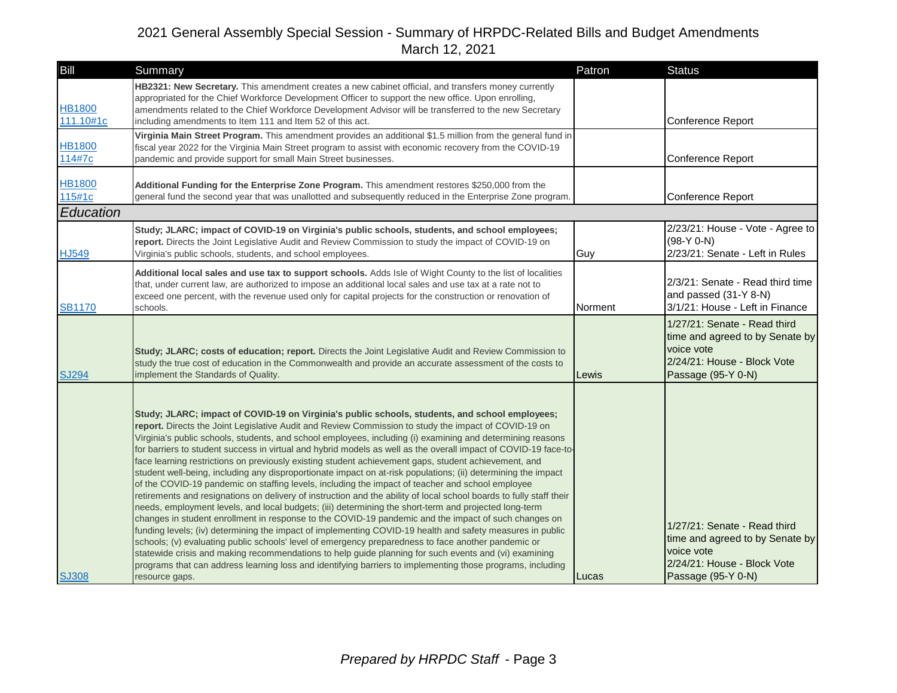# 2021 General Assembly Special Session - Summary of HRPDC-Related Bills and Budget Amendments
March 12, 2021

| Bill | Summary | Patron | Status |
|---|---|---|---|
| HB1800 111.10#1c | **HB2321: New Secretary.** This amendment creates a new cabinet official, and transfers money currently appropriated for the Chief Workforce Development Officer to support the new office. Upon enrolling, amendments related to the Chief Workforce Development Advisor will be transferred to the new Secretary including amendments to Item 111 and Item 52 of this act. | | Conference Report |
| HB1800 114#7c | **Virginia Main Street Program.** This amendment provides an additional $1.5 million from the general fund in fiscal year 2022 for the Virginia Main Street program to assist with economic recovery from the COVID-19 pandemic and provide support for small Main Street businesses. | | Conference Report |
| HB1800 115#1c | **Additional Funding for the Enterprise Zone Program.** This amendment restores $250,000 from the general fund the second year that was unallotted and subsequently reduced in the Enterprise Zone program. | | Conference Report |
| ***Education*** | | | |
| HJ549 | **Study; JLARC; impact of COVID-19 on Virginia's public schools, students, and school employees; report.** Directs the Joint Legislative Audit and Review Commission to study the impact of COVID-19 on Virginia's public schools, students, and school employees. | Guy | 2/23/21: House - Vote - Agree to (98-Y 0-N)<br>2/23/21: Senate - Left in Rules |
| SB1170 | **Additional local sales and use tax to support schools.** Adds Isle of Wight County to the list of localities that, under current law, are authorized to impose an additional local sales and use tax at a rate not to exceed one percent, with the revenue used only for capital projects for the construction or renovation of schools. | Norment | 2/3/21: Senate - Read third time and passed (31-Y 8-N)<br>3/1/21: House - Left in Finance |
| SJ294 | **Study; JLARC; costs of education; report.** Directs the Joint Legislative Audit and Review Commission to study the true cost of education in the Commonwealth and provide an accurate assessment of the costs to implement the Standards of Quality. | Lewis | 1/27/21: Senate - Read third time and agreed to by Senate by voice vote<br>2/24/21: House - Block Vote Passage (95-Y 0-N) |
| SJ308 | **Study; JLARC; impact of COVID-19 on Virginia's public schools, students, and school employees; report.** Directs the Joint Legislative Audit and Review Commission to study the impact of COVID-19 on Virginia's public schools, students, and school employees, including (i) examining and determining reasons for barriers to student success in virtual and hybrid models as well as the overall impact of COVID-19 face-to-face learning restrictions on previously existing student achievement gaps, student achievement, and student well-being, including any disproportionate impact on at-risk populations; (ii) determining the impact of the COVID-19 pandemic on staffing levels, including the impact of teacher and school employee retirements and resignations on delivery of instruction and the ability of local school boards to fully staff their needs, employment levels, and local budgets; (iii) determining the short-term and projected long-term changes in student enrollment in response to the COVID-19 pandemic and the impact of such changes on funding levels; (iv) determining the impact of implementing COVID-19 health and safety measures in public schools; (v) evaluating public schools' level of emergency preparedness to face another pandemic or statewide crisis and making recommendations to help guide planning for such events and (vi) examining programs that can address learning loss and identifying barriers to implementing those programs, including resource gaps. | Lucas | 1/27/21: Senate - Read third time and agreed to by Senate by voice vote<br>2/24/21: House - Block Vote Passage (95-Y 0-N) |

*Prepared by HRPDC Staff*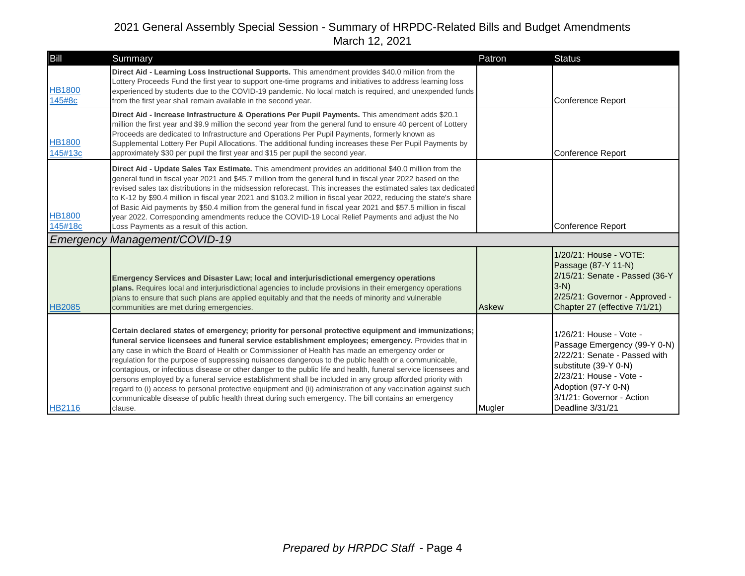# 2021 General Assembly Special Session - Summary of HRPDC-Related Bills and Budget Amendments
March 12, 2021

| Bill | Summary | Patron | Status |
|---|---|---|---|
| HB1800 145#8c | **Direct Aid - Learning Loss Instructional Supports.** This amendment provides $40.0 million from the Lottery Proceeds Fund the first year to support one-time programs and initiatives to address learning loss experienced by students due to the COVID-19 pandemic. No local match is required, and unexpended funds from the first year shall remain available in the second year. | | Conference Report |
| HB1800 145#13c | **Direct Aid - Increase Infrastructure & Operations Per Pupil Payments.** This amendment adds $20.1 million the first year and $9.9 million the second year from the general fund to ensure 40 percent of Lottery Proceeds are dedicated to Infrastructure and Operations Per Pupil Payments, formerly known as Supplemental Lottery Per Pupil Allocations. The additional funding increases these Per Pupil Payments by approximately $30 per pupil the first year and $15 per pupil the second year. | | Conference Report |
| HB1800 145#18c | **Direct Aid - Update Sales Tax Estimate.** This amendment provides an additional $40.0 million from the general fund in fiscal year 2021 and $45.7 million from the general fund in fiscal year 2022 based on the revised sales tax distributions in the midsession reforecast. This increases the estimated sales tax dedicated to K-12 by $90.4 million in fiscal year 2021 and $103.2 million in fiscal year 2022, reducing the state's share of Basic Aid payments by $50.4 million from the general fund in fiscal year 2021 and $57.5 million in fiscal year 2022. Corresponding amendments reduce the COVID-19 Local Relief Payments and adjust the No Loss Payments as a result of this action. | | Conference Report |
| ***Emergency Management/COVID-19*** | | | |
| HB2085 | **Emergency Services and Disaster Law; local and interjurisdictional emergency operations plans.** Requires local and interjurisdictional agencies to include provisions in their emergency operations plans to ensure that such plans are applied equitably and that the needs of minority and vulnerable communities are met during emergencies. | Askew | 1/20/21: House - VOTE: Passage (87-Y 11-N)<br>2/15/21: Senate - Passed (36-Y 3-N)<br>2/25/21: Governor - Approved - Chapter 27 (effective 7/1/21) |
| HB2116 | **Certain declared states of emergency; priority for personal protective equipment and immunizations; funeral service licensees and funeral service establishment employees; emergency.** Provides that in any case in which the Board of Health or Commissioner of Health has made an emergency order or regulation for the purpose of suppressing nuisances dangerous to the public health or a communicable, contagious, or infectious disease or other danger to the public life and health, funeral service licensees and persons employed by a funeral service establishment shall be included in any group afforded priority with regard to (i) access to personal protective equipment and (ii) administration of any vaccination against such communicable disease of public health threat during such emergency. The bill contains an emergency clause. | Mugler | 1/26/21: House - Vote - Passage Emergency (99-Y 0-N)<br>2/22/21: Senate - Passed with substitute (39-Y 0-N)<br>2/23/21: House - Vote - Adoption (97-Y 0-N)<br>3/1/21: Governor - Action Deadline 3/31/21 |

*Prepared by HRPDC Staff*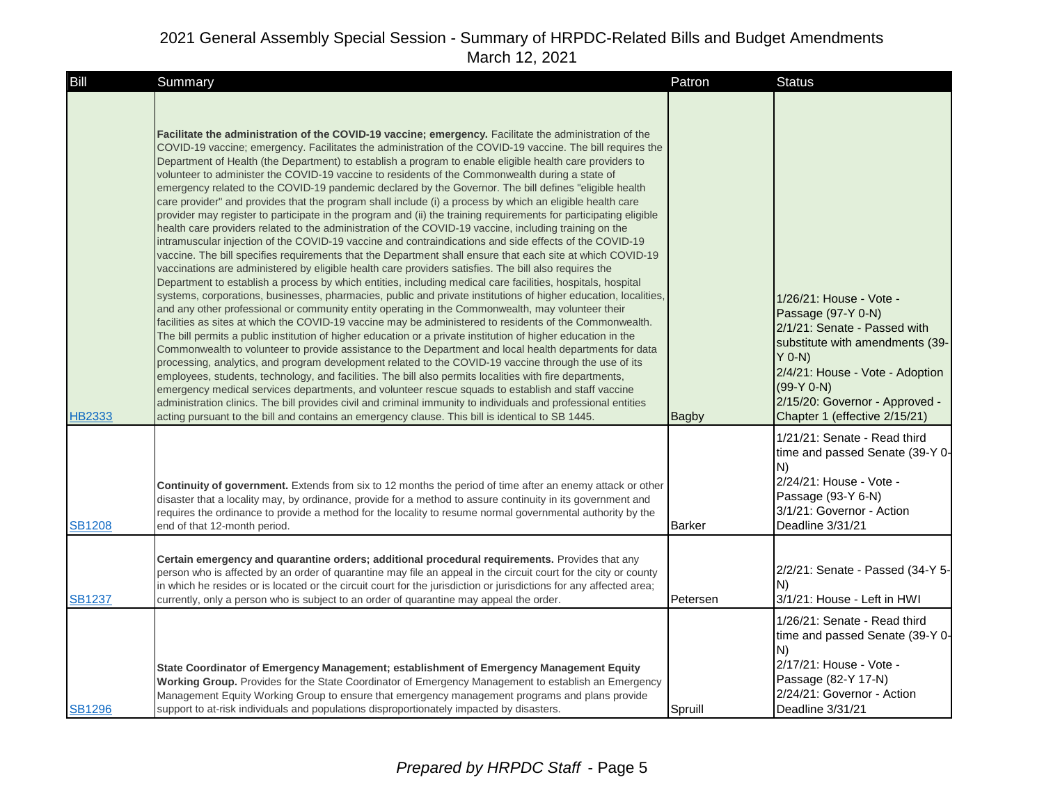# 2021 General Assembly Special Session - Summary of HRPDC-Related Bills and Budget Amendments

March 12, 2021

| Bill | Summary | Patron | Status |
|---|---|---|---|
| HB2333 | **Facilitate the administration of the COVID-19 vaccine; emergency.** Facilitate the administration of the COVID-19 vaccine; emergency. Facilitates the administration of the COVID-19 vaccine. The bill requires the Department of Health (the Department) to establish a program to enable eligible health care providers to volunteer to administer the COVID-19 vaccine to residents of the Commonwealth during a state of emergency related to the COVID-19 pandemic declared by the Governor. The bill defines "eligible health care provider" and provides that the program shall include (i) a process by which an eligible health care provider may register to participate in the program and (ii) the training requirements for participating eligible health care providers related to the administration of the COVID-19 vaccine, including training on the intramuscular injection of the COVID-19 vaccine and contraindications and side effects of the COVID-19 vaccine. The bill specifies requirements that the Department shall ensure that each site at which COVID-19 vaccinations are administered by eligible health care providers satisfies. The bill also requires the Department to establish a process by which entities, including medical care facilities, hospitals, hospital systems, corporations, businesses, pharmacies, public and private institutions of higher education, localities, and any other professional or community entity operating in the Commonwealth, may volunteer their facilities as sites at which the COVID-19 vaccine may be administered to residents of the Commonwealth. The bill permits a public institution of higher education or a private institution of higher education in the Commonwealth to volunteer to provide assistance to the Department and local health departments for data processing, analytics, and program development related to the COVID-19 vaccine through the use of its employees, students, technology, and facilities. The bill also permits localities with fire departments, emergency medical services departments, and volunteer rescue squads to establish and staff vaccine administration clinics. The bill provides civil and criminal immunity to individuals and professional entities acting pursuant to the bill and contains an emergency clause. This bill is identical to SB 1445. | Bagby | 1/26/21: House - Vote - Passage (97-Y 0-N)<br>2/1/21: Senate - Passed with substitute with amendments (39-Y 0-N)<br>2/4/21: House - Vote - Adoption (99-Y 0-N)<br>2/15/20: Governor - Approved - Chapter 1 (effective 2/15/21) |
| SB1208 | **Continuity of government.** Extends from six to 12 months the period of time after an enemy attack or other disaster that a locality may, by ordinance, provide for a method to assure continuity in its government and requires the ordinance to provide a method for the locality to resume normal governmental authority by the end of that 12-month period. | Barker | 1/21/21: Senate - Read third time and passed Senate (39-Y 0-N)<br>2/24/21: House - Vote - Passage (93-Y 6-N)<br>3/1/21: Governor - Action Deadline 3/31/21 |
| SB1237 | **Certain emergency and quarantine orders; additional procedural requirements.** Provides that any person who is affected by an order of quarantine may file an appeal in the circuit court for the city or county in which he resides or is located or the circuit court for the jurisdiction or jurisdictions for any affected area; currently, only a person who is subject to an order of quarantine may appeal the order. | Petersen | 2/2/21: Senate - Passed (34-Y 5-N)<br>3/1/21: House - Left in HWI |
| SB1296 | **State Coordinator of Emergency Management; establishment of Emergency Management Equity Working Group.** Provides for the State Coordinator of Emergency Management to establish an Emergency Management Equity Working Group to ensure that emergency management programs and plans provide support to at-risk individuals and populations disproportionately impacted by disasters. | Spruill | 1/26/21: Senate - Read third time and passed Senate (39-Y 0-N)<br>2/17/21: House - Vote - Passage (82-Y 17-N)<br>2/24/21: Governor - Action Deadline 3/31/21 |

*Prepared by HRPDC Staff*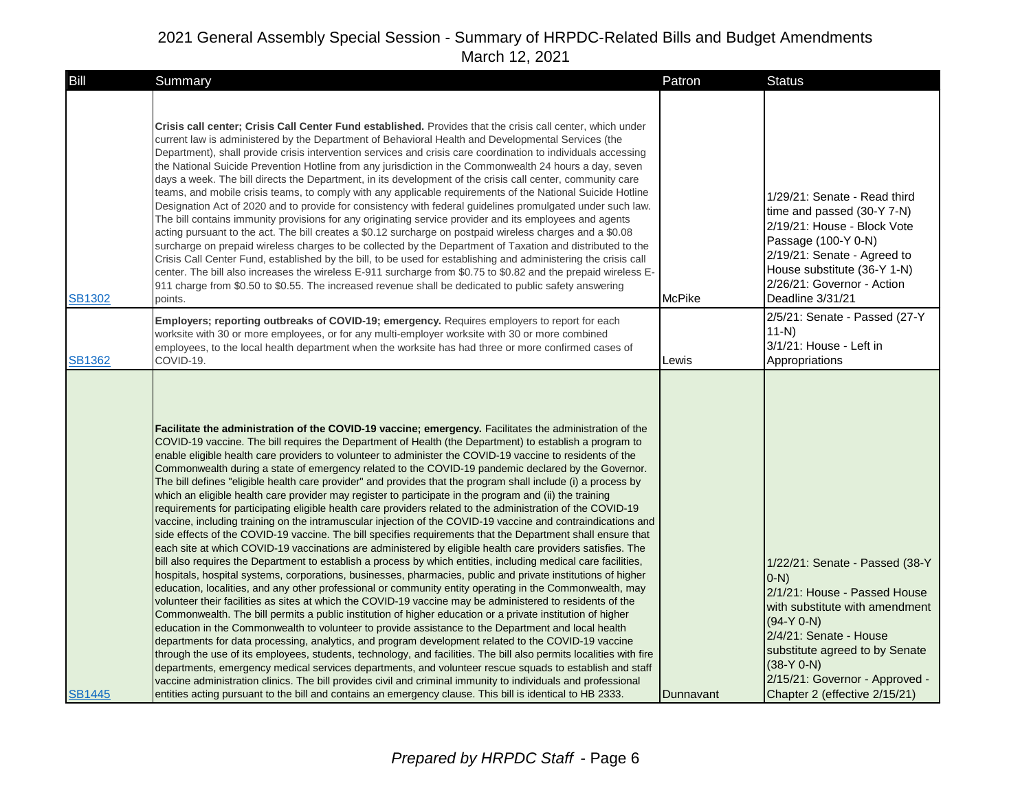# 2021 General Assembly Special Session - Summary of HRPDC-Related Bills and Budget Amendments

March 12, 2021

| Bill | Summary | Patron | Status |
|---|---|---|---|
| SB1302 | **Crisis call center; Crisis Call Center Fund established.** Provides that the crisis call center, which under current law is administered by the Department of Behavioral Health and Developmental Services (the Department), shall provide crisis intervention services and crisis care coordination to individuals accessing the National Suicide Prevention Hotline from any jurisdiction in the Commonwealth 24 hours a day, seven days a week. The bill directs the Department, in its development of the crisis call center, community care teams, and mobile crisis teams, to comply with any applicable requirements of the National Suicide Hotline Designation Act of 2020 and to provide for consistency with federal guidelines promulgated under such law. The bill contains immunity provisions for any originating service provider and its employees and agents acting pursuant to the act. The bill creates a $0.12 surcharge on postpaid wireless charges and a $0.08 surcharge on prepaid wireless charges to be collected by the Department of Taxation and distributed to the Crisis Call Center Fund, established by the bill, to be used for establishing and administering the crisis call center. The bill also increases the wireless E-911 surcharge from $0.75 to $0.82 and the prepaid wireless E-911 charge from $0.50 to $0.55. The increased revenue shall be dedicated to public safety answering points. | McPike | 1/29/21: Senate - Read third time and passed (30-Y 7-N)<br>2/19/21: House - Block Vote Passage (100-Y 0-N)<br>2/19/21: Senate - Agreed to House substitute (36-Y 1-N)<br>2/26/21: Governor - Action Deadline 3/31/21 |
| SB1362 | **Employers; reporting outbreaks of COVID-19; emergency.** Requires employers to report for each worksite with 30 or more employees, or for any multi-employer worksite with 30 or more combined employees, to the local health department when the worksite has had three or more confirmed cases of COVID-19. | Lewis | 2/5/21: Senate - Passed (27-Y 11-N)<br>3/1/21: House - Left in Appropriations |
| SB1445 | **Facilitate the administration of the COVID-19 vaccine; emergency.** Facilitates the administration of the COVID-19 vaccine. The bill requires the Department of Health (the Department) to establish a program to enable eligible health care providers to volunteer to administer the COVID-19 vaccine to residents of the Commonwealth during a state of emergency related to the COVID-19 pandemic declared by the Governor. The bill defines "eligible health care provider" and provides that the program shall include (i) a process by which an eligible health care provider may register to participate in the program and (ii) the training requirements for participating eligible health care providers related to the administration of the COVID-19 vaccine, including training on the intramuscular injection of the COVID-19 vaccine and contraindications and side effects of the COVID-19 vaccine. The bill specifies requirements that the Department shall ensure that each site at which COVID-19 vaccinations are administered by eligible health care providers satisfies. The bill also requires the Department to establish a process by which entities, including medical care facilities, hospitals, hospital systems, corporations, businesses, pharmacies, public and private institutions of higher education, localities, and any other professional or community entity operating in the Commonwealth, may volunteer their facilities as sites at which the COVID-19 vaccine may be administered to residents of the Commonwealth. The bill permits a public institution of higher education or a private institution of higher education in the Commonwealth to volunteer to provide assistance to the Department and local health departments for data processing, analytics, and program development related to the COVID-19 vaccine through the use of its employees, students, technology, and facilities. The bill also permits localities with fire departments, emergency medical services departments, and volunteer rescue squads to establish and staff vaccine administration clinics. The bill provides civil and criminal immunity to individuals and professional entities acting pursuant to the bill and contains an emergency clause. This bill is identical to HB 2333. | Dunnavant | 1/22/21: Senate - Passed (38-Y 0-N)<br>2/1/21: House - Passed House with substitute with amendment (94-Y 0-N)<br>2/4/21: Senate - House substitute agreed to by Senate (38-Y 0-N)<br>2/15/21: Governor - Approved - Chapter 2 (effective 2/15/21) |

*Prepared by HRPDC Staff*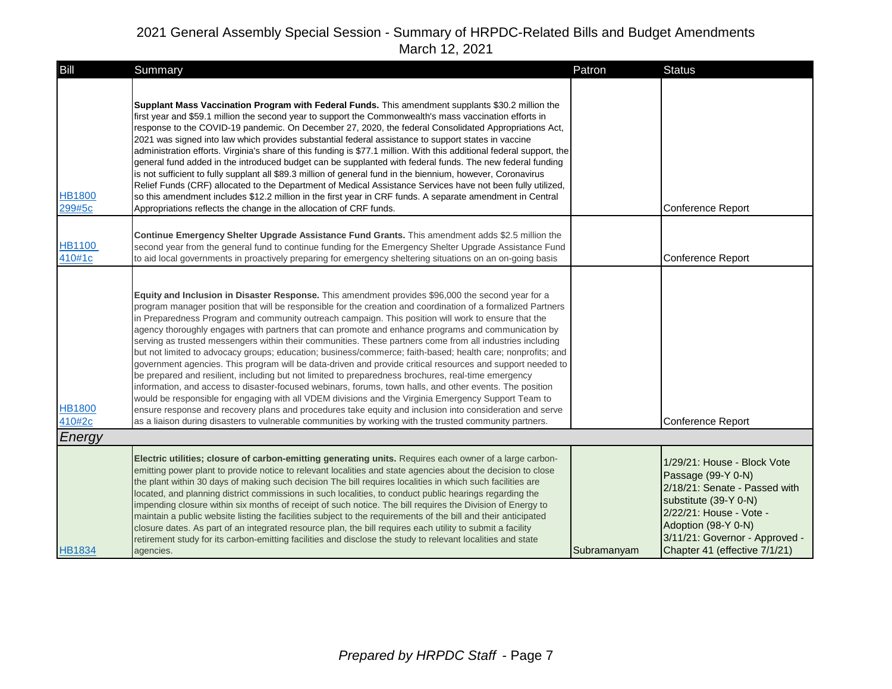| Bill | Summary | Patron | Status |
|---|---|---|---|
| HB1800 299#5c | **Supplant Mass Vaccination Program with Federal Funds.** This amendment supplants $30.2 million the first year and $59.1 million the second year to support the Commonwealth's mass vaccination efforts in response to the COVID-19 pandemic. On December 27, 2020, the federal Consolidated Appropriations Act, 2021 was signed into law which provides substantial federal assistance to support states in vaccine administration efforts. Virginia's share of this funding is $77.1 million. With this additional federal support, the general fund added in the introduced budget can be supplanted with federal funds. The new federal funding is not sufficient to fully supplant all $89.3 million of general fund in the biennium, however, Coronavirus Relief Funds (CRF) allocated to the Department of Medical Assistance Services have not been fully utilized, so this amendment includes $12.2 million in the first year in CRF funds. A separate amendment in Central Appropriations reflects the change in the allocation of CRF funds. | | Conference Report |
| HB1100 410#1c | **Continue Emergency Shelter Upgrade Assistance Fund Grants.** This amendment adds $2.5 million the second year from the general fund to continue funding for the Emergency Shelter Upgrade Assistance Fund to aid local governments in proactively preparing for emergency sheltering situations on an on-going basis | | Conference Report |
| HB1800 410#2c | **Equity and Inclusion in Disaster Response.** This amendment provides $96,000 the second year for a program manager position that will be responsible for the creation and coordination of a formalized Partners in Preparedness Program and community outreach campaign. This position will work to ensure that the agency thoroughly engages with partners that can promote and enhance programs and communication by serving as trusted messengers within their communities. These partners come from all industries including but not limited to advocacy groups; education; business/commerce; faith-based; health care; nonprofits; and government agencies. This program will be data-driven and provide critical resources and support needed to be prepared and resilient, including but not limited to preparedness brochures, real-time emergency information, and access to disaster-focused webinars, forums, town halls, and other events. The position would be responsible for engaging with all VDEM divisions and the Virginia Emergency Support Team to ensure response and recovery plans and procedures take equity and inclusion into consideration and serve as a liaison during disasters to vulnerable communities by working with the trusted community partners. | | Conference Report |
| *Energy* | | | |
| HB1834 | **Electric utilities; closure of carbon-emitting generating units.** Requires each owner of a large carbon-emitting power plant to provide notice to relevant localities and state agencies about the decision to close the plant within 30 days of making such decision The bill requires localities in which such facilities are located, and planning district commissions in such localities, to conduct public hearings regarding the impending closure within six months of receipt of such notice. The bill requires the Division of Energy to maintain a public website listing the facilities subject to the requirements of the bill and their anticipated closure dates. As part of an integrated resource plan, the bill requires each utility to submit a facility retirement study for its carbon-emitting facilities and disclose the study to relevant localities and state agencies. | Subramanyam | 1/29/21: House - Block Vote Passage (99-Y 0-N)<br>2/18/21: Senate - Passed with substitute (39-Y 0-N)<br>2/22/21: House - Vote - Adoption (98-Y 0-N)<br>3/11/21: Governor - Approved - Chapter 41 (effective 7/1/21) |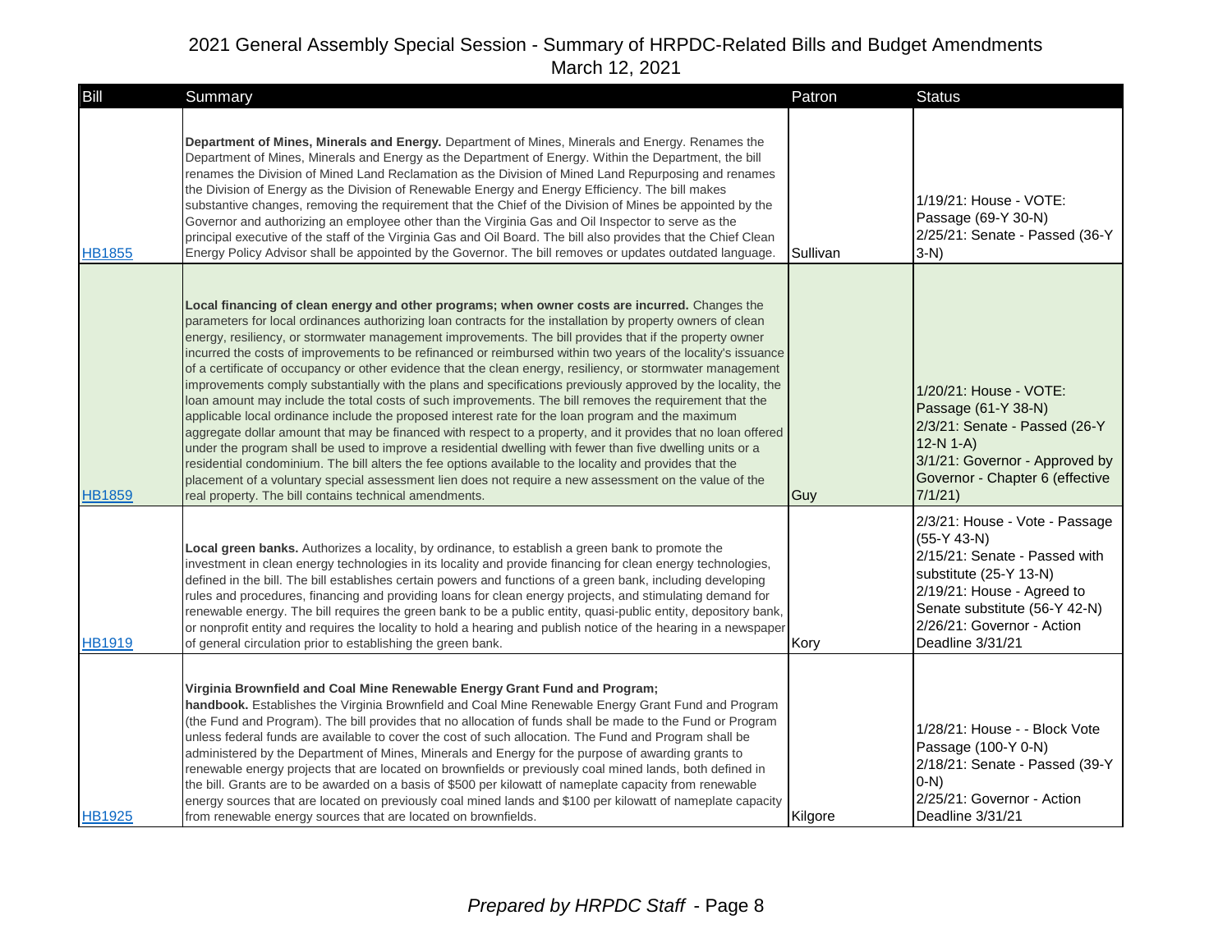# 2021 General Assembly Special Session - Summary of HRPDC-Related Bills and Budget Amendments

March 12, 2021

| Bill | Summary | Patron | Status |
|---|---|---|---|
| HB1855 | **Department of Mines, Minerals and Energy.** Department of Mines, Minerals and Energy. Renames the Department of Mines, Minerals and Energy as the Department of Energy. Within the Department, the bill renames the Division of Mined Land Reclamation as the Division of Mined Land Repurposing and renames the Division of Energy as the Division of Renewable Energy and Energy Efficiency. The bill makes substantive changes, removing the requirement that the Chief of the Division of Mines be appointed by the Governor and authorizing an employee other than the Virginia Gas and Oil Inspector to serve as the principal executive of the staff of the Virginia Gas and Oil Board. The bill also provides that the Chief Clean Energy Policy Advisor shall be appointed by the Governor. The bill removes or updates outdated language. | Sullivan | 1/19/21: House - VOTE: Passage (69-Y 30-N)<br>2/25/21: Senate - Passed (36-Y 3-N) |
| HB1859 | **Local financing of clean energy and other programs; when owner costs are incurred.** Changes the parameters for local ordinances authorizing loan contracts for the installation by property owners of clean energy, resiliency, or stormwater management improvements. The bill provides that if the property owner incurred the costs of improvements to be refinanced or reimbursed within two years of the locality's issuance of a certificate of occupancy or other evidence that the clean energy, resiliency, or stormwater management improvements comply substantially with the plans and specifications previously approved by the locality, the loan amount may include the total costs of such improvements. The bill removes the requirement that the applicable local ordinance include the proposed interest rate for the loan program and the maximum aggregate dollar amount that may be financed with respect to a property, and it provides that no loan offered under the program shall be used to improve a residential dwelling with fewer than five dwelling units or a residential condominium. The bill alters the fee options available to the locality and provides that the placement of a voluntary special assessment lien does not require a new assessment on the value of the real property. The bill contains technical amendments. | Guy | 1/20/21: House - VOTE: Passage (61-Y 38-N)<br>2/3/21: Senate - Passed (26-Y 12-N 1-A)<br>3/1/21: Governor - Approved by Governor - Chapter 6 (effective 7/1/21) |
| HB1919 | **Local green banks.** Authorizes a locality, by ordinance, to establish a green bank to promote the investment in clean energy technologies in its locality and provide financing for clean energy technologies, defined in the bill. The bill establishes certain powers and functions of a green bank, including developing rules and procedures, financing and providing loans for clean energy projects, and stimulating demand for renewable energy. The bill requires the green bank to be a public entity, quasi-public entity, depository bank, or nonprofit entity and requires the locality to hold a hearing and publish notice of the hearing in a newspaper of general circulation prior to establishing the green bank. | Kory | 2/3/21: House - Vote - Passage (55-Y 43-N)<br>2/15/21: Senate - Passed with substitute (25-Y 13-N)<br>2/19/21: House - Agreed to Senate substitute (56-Y 42-N)<br>2/26/21: Governor - Action Deadline 3/31/21 |
| HB1925 | **Virginia Brownfield and Coal Mine Renewable Energy Grant Fund and Program; handbook.** Establishes the Virginia Brownfield and Coal Mine Renewable Energy Grant Fund and Program (the Fund and Program). The bill provides that no allocation of funds shall be made to the Fund or Program unless federal funds are available to cover the cost of such allocation. The Fund and Program shall be administered by the Department of Mines, Minerals and Energy for the purpose of awarding grants to renewable energy projects that are located on brownfields or previously coal mined lands, both defined in the bill. Grants are to be awarded on a basis of $500 per kilowatt of nameplate capacity from renewable energy sources that are located on previously coal mined lands and $100 per kilowatt of nameplate capacity from renewable energy sources that are located on brownfields. | Kilgore | 1/28/21: House - - Block Vote Passage (100-Y 0-N)<br>2/18/21: Senate - Passed (39-Y 0-N)<br>2/25/21: Governor - Action Deadline 3/31/21 |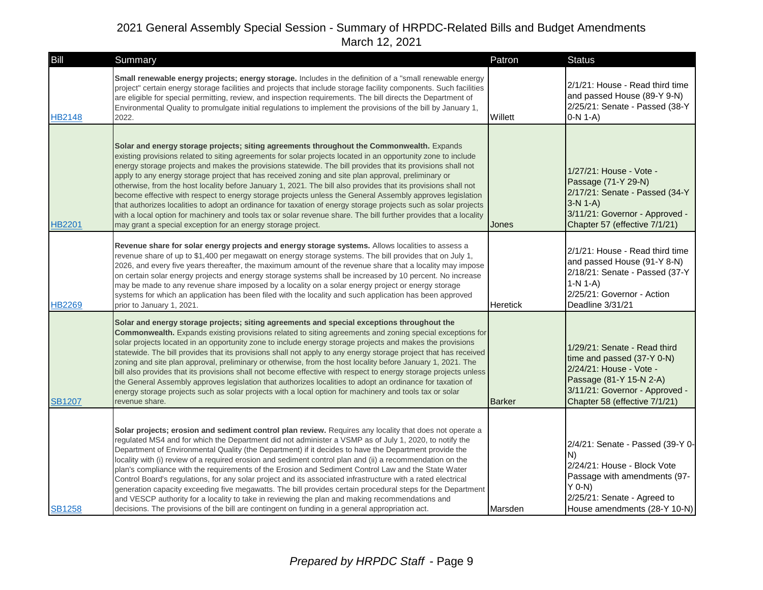# 2021 General Assembly Special Session - Summary of HRPDC-Related Bills and Budget Amendments
March 12, 2021

| Bill | Summary | Patron | Status |
|---|---|---|---|
| HB2148 | **Small renewable energy projects; energy storage.** Includes in the definition of a "small renewable energy project" certain energy storage facilities and projects that include storage facility components. Such facilities are eligible for special permitting, review, and inspection requirements. The bill directs the Department of Environmental Quality to promulgate initial regulations to implement the provisions of the bill by January 1, 2022. | Willett | 2/1/21: House - Read third time and passed House (89-Y 9-N)<br>2/25/21: Senate - Passed (38-Y 0-N 1-A) |
| HB2201 | **Solar and energy storage projects; siting agreements throughout the Commonwealth.** Expands existing provisions related to siting agreements for solar projects located in an opportunity zone to include energy storage projects and makes the provisions statewide. The bill provides that its provisions shall not apply to any energy storage project that has received zoning and site plan approval, preliminary or otherwise, from the host locality before January 1, 2021. The bill also provides that its provisions shall not become effective with respect to energy storage projects unless the General Assembly approves legislation that authorizes localities to adopt an ordinance for taxation of energy storage projects such as solar projects with a local option for machinery and tools tax or solar revenue share. The bill further provides that a locality may grant a special exception for an energy storage project. | Jones | 1/27/21: House - Vote - Passage (71-Y 29-N)<br>2/17/21: Senate - Passed (34-Y 3-N 1-A)<br>3/11/21: Governor - Approved - Chapter 57 (effective 7/1/21) |
| HB2269 | **Revenue share for solar energy projects and energy storage systems.** Allows localities to assess a revenue share of up to $1,400 per megawatt on energy storage systems. The bill provides that on July 1, 2026, and every five years thereafter, the maximum amount of the revenue share that a locality may impose on certain solar energy projects and energy storage systems shall be increased by 10 percent. No increase may be made to any revenue share imposed by a locality on a solar energy project or energy storage systems for which an application has been filed with the locality and such application has been approved prior to January 1, 2021. | Heretick | 2/1/21: House - Read third time and passed House (91-Y 8-N)<br>2/18/21: Senate - Passed (37-Y 1-N 1-A)<br>2/25/21: Governor - Action Deadline 3/31/21 |
| SB1207 | **Solar and energy storage projects; siting agreements and special exceptions throughout the Commonwealth.** Expands existing provisions related to siting agreements and zoning special exceptions for solar projects located in an opportunity zone to include energy storage projects and makes the provisions statewide. The bill provides that its provisions shall not apply to any energy storage project that has received zoning and site plan approval, preliminary or otherwise, from the host locality before January 1, 2021. The bill also provides that its provisions shall not become effective with respect to energy storage projects unless the General Assembly approves legislation that authorizes localities to adopt an ordinance for taxation of energy storage projects such as solar projects with a local option for machinery and tools tax or solar revenue share. | Barker | 1/29/21: Senate - Read third time and passed (37-Y 0-N)<br>2/24/21: House - Vote - Passage (81-Y 15-N 2-A)<br>3/11/21: Governor - Approved - Chapter 58 (effective 7/1/21) |
| SB1258 | **Solar projects; erosion and sediment control plan review.** Requires any locality that does not operate a regulated MS4 and for which the Department did not administer a VSMP as of July 1, 2020, to notify the Department of Environmental Quality (the Department) if it decides to have the Department provide the locality with (i) review of a required erosion and sediment control plan and (ii) a recommendation on the plan's compliance with the requirements of the Erosion and Sediment Control Law and the State Water Control Board's regulations, for any solar project and its associated infrastructure with a rated electrical generation capacity exceeding five megawatts. The bill provides certain procedural steps for the Department and VESCP authority for a locality to take in reviewing the plan and making recommendations and decisions. The provisions of the bill are contingent on funding in a general appropriation act. | Marsden | 2/4/21: Senate - Passed (39-Y 0-N)<br>2/24/21: House - Block Vote Passage with amendments (97-Y 0-N)<br>2/25/21: Senate - Agreed to House amendments (28-Y 10-N) |

*Prepared by HRPDC Staff*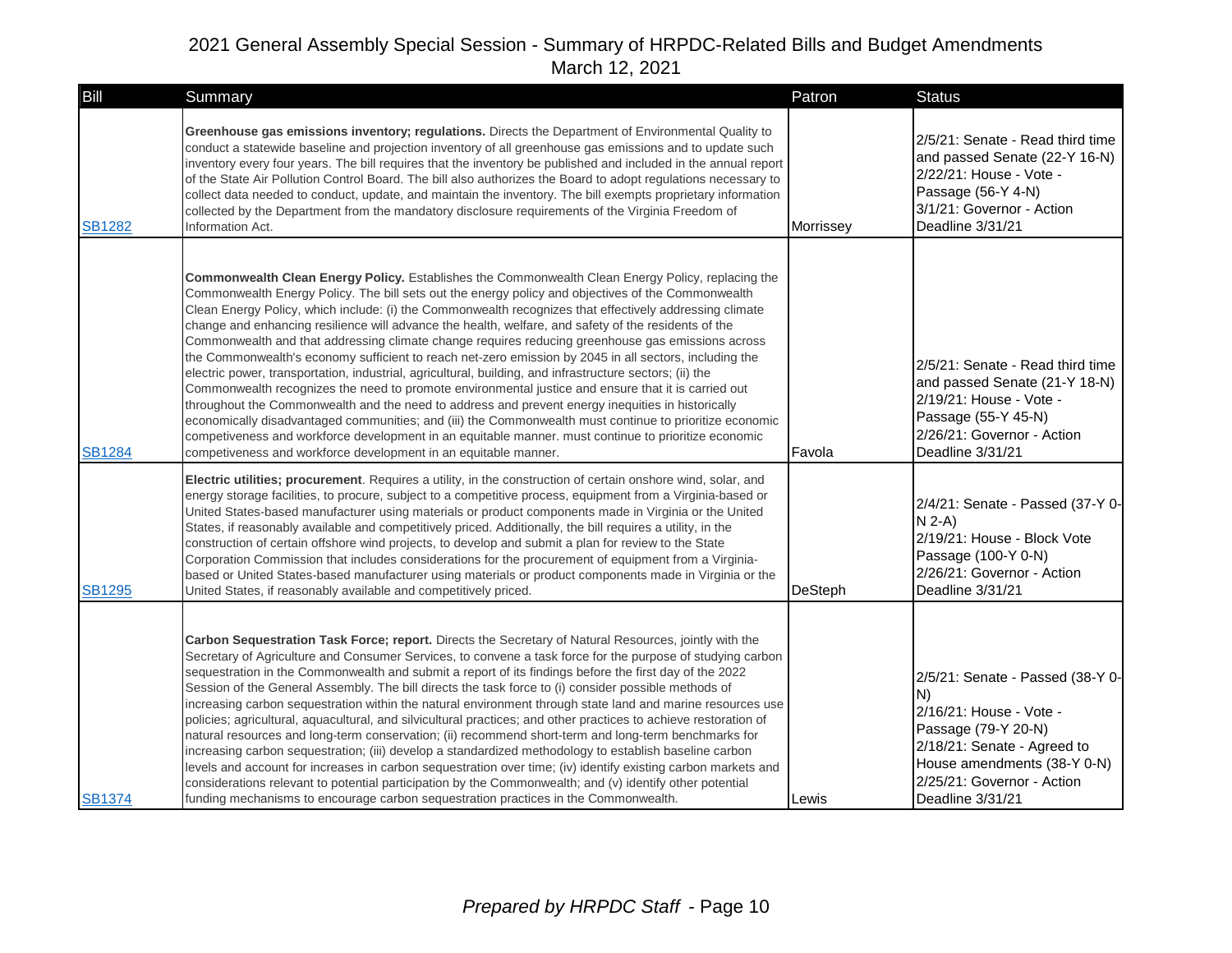# 2021 General Assembly Special Session - Summary of HRPDC-Related Bills and Budget Amendments
March 12, 2021

| Bill | Summary | Patron | Status |
|---|---|---|---|
| SB1282 | **Greenhouse gas emissions inventory; regulations.** Directs the Department of Environmental Quality to conduct a statewide baseline and projection inventory of all greenhouse gas emissions and to update such inventory every four years. The bill requires that the inventory be published and included in the annual report of the State Air Pollution Control Board. The bill also authorizes the Board to adopt regulations necessary to collect data needed to conduct, update, and maintain the inventory. The bill exempts proprietary information collected by the Department from the mandatory disclosure requirements of the Virginia Freedom of Information Act. | Morrissey | 2/5/21: Senate - Read third time and passed Senate (22-Y 16-N)<br>2/22/21: House - Vote - Passage (56-Y 4-N)<br>3/1/21: Governor - Action Deadline 3/31/21 |
| SB1284 | **Commonwealth Clean Energy Policy.** Establishes the Commonwealth Clean Energy Policy, replacing the Commonwealth Energy Policy. The bill sets out the energy policy and objectives of the Commonwealth Clean Energy Policy, which include: (i) the Commonwealth recognizes that effectively addressing climate change and enhancing resilience will advance the health, welfare, and safety of the residents of the Commonwealth and that addressing climate change requires reducing greenhouse gas emissions across the Commonwealth's economy sufficient to reach net-zero emission by 2045 in all sectors, including the electric power, transportation, industrial, agricultural, building, and infrastructure sectors; (ii) the Commonwealth recognizes the need to promote environmental justice and ensure that it is carried out throughout the Commonwealth and the need to address and prevent energy inequities in historically economically disadvantaged communities; and (iii) the Commonwealth must continue to prioritize economic competiveness and workforce development in an equitable manner. must continue to prioritize economic competiveness and workforce development in an equitable manner. | Favola | 2/5/21: Senate - Read third time and passed Senate (21-Y 18-N)<br>2/19/21: House - Vote - Passage (55-Y 45-N)<br>2/26/21: Governor - Action Deadline 3/31/21 |
| SB1295 | **Electric utilities; procurement**. Requires a utility, in the construction of certain onshore wind, solar, and energy storage facilities, to procure, subject to a competitive process, equipment from a Virginia-based or United States-based manufacturer using materials or product components made in Virginia or the United States, if reasonably available and competitively priced. Additionally, the bill requires a utility, in the construction of certain offshore wind projects, to develop and submit a plan for review to the State Corporation Commission that includes considerations for the procurement of equipment from a Virginia-based or United States-based manufacturer using materials or product components made in Virginia or the United States, if reasonably available and competitively priced. | DeSteph | 2/4/21: Senate - Passed (37-Y 0-N 2-A)<br>2/19/21: House - Block Vote Passage (100-Y 0-N)<br>2/26/21: Governor - Action Deadline 3/31/21 |
| SB1374 | **Carbon Sequestration Task Force; report.** Directs the Secretary of Natural Resources, jointly with the Secretary of Agriculture and Consumer Services, to convene a task force for the purpose of studying carbon sequestration in the Commonwealth and submit a report of its findings before the first day of the 2022 Session of the General Assembly. The bill directs the task force to (i) consider possible methods of increasing carbon sequestration within the natural environment through state land and marine resources use policies; agricultural, aquacultural, and silvicultural practices; and other practices to achieve restoration of natural resources and long-term conservation; (ii) recommend short-term and long-term benchmarks for increasing carbon sequestration; (iii) develop a standardized methodology to establish baseline carbon levels and account for increases in carbon sequestration over time; (iv) identify existing carbon markets and considerations relevant to potential participation by the Commonwealth; and (v) identify other potential funding mechanisms to encourage carbon sequestration practices in the Commonwealth. | Lewis | 2/5/21: Senate - Passed (38-Y 0-N)<br>2/16/21: House - Vote - Passage (79-Y 20-N)<br>2/18/21: Senate - Agreed to House amendments (38-Y 0-N)<br>2/25/21: Governor - Action Deadline 3/31/21 |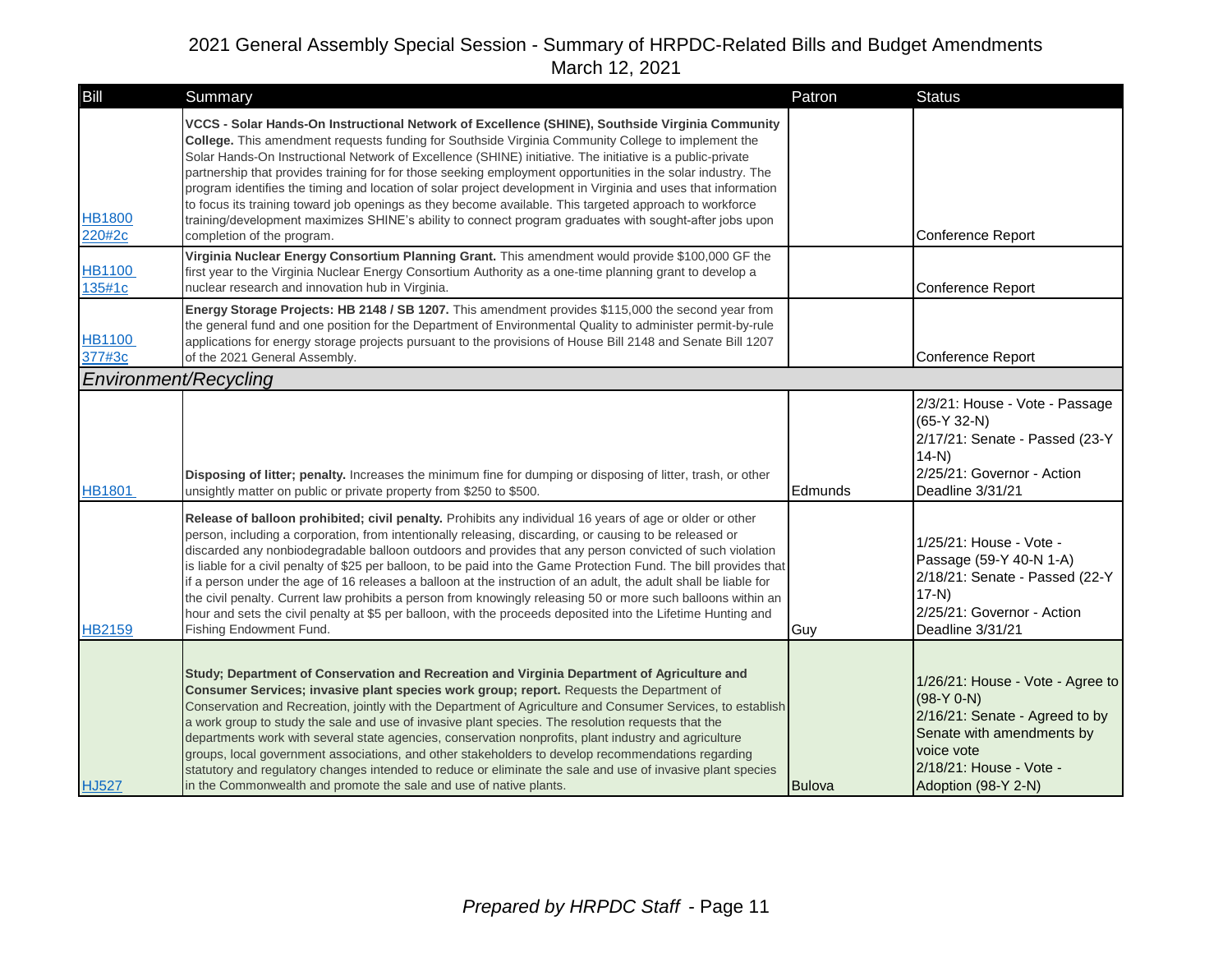# 2021 General Assembly Special Session - Summary of HRPDC-Related Bills and Budget Amendments

March 12, 2021

| Bill | Summary | Patron | Status |
| --- | --- | --- | --- |
| HB1800 220#2c | **VCCS - Solar Hands-On Instructional Network of Excellence (SHINE), Southside Virginia Community College.** This amendment requests funding for Southside Virginia Community College to implement the Solar Hands-On Instructional Network of Excellence (SHINE) initiative. The initiative is a public-private partnership that provides training for for those seeking employment opportunities in the solar industry. The program identifies the timing and location of solar project development in Virginia and uses that information to focus its training toward job openings as they become available. This targeted approach to workforce training/development maximizes SHINE's ability to connect program graduates with sought-after jobs upon completion of the program. | | Conference Report |
| HB1100 135#1c | **Virginia Nuclear Energy Consortium Planning Grant.** This amendment would provide $100,000 GF the first year to the Virginia Nuclear Energy Consortium Authority as a one-time planning grant to develop a nuclear research and innovation hub in Virginia. | | Conference Report |
| HB1100 377#3c | **Energy Storage Projects: HB 2148 / SB 1207.** This amendment provides $115,000 the second year from the general fund and one position for the Department of Environmental Quality to administer permit-by-rule applications for energy storage projects pursuant to the provisions of House Bill 2148 and Senate Bill 1207 of the 2021 General Assembly. | | Conference Report |
| ***Environment/Recycling*** | | | |
| HB1801 | **Disposing of litter; penalty.** Increases the minimum fine for dumping or disposing of litter, trash, or other unsightly matter on public or private property from $250 to $500. | Edmunds | 2/3/21: House - Vote - Passage (65-Y 32-N)<br>2/17/21: Senate - Passed (23-Y 14-N)<br>2/25/21: Governor - Action Deadline 3/31/21 |
| HB2159 | **Release of balloon prohibited; civil penalty.** Prohibits any individual 16 years of age or older or other person, including a corporation, from intentionally releasing, discarding, or causing to be released or discarded any nonbiodegradable balloon outdoors and provides that any person convicted of such violation is liable for a civil penalty of $25 per balloon, to be paid into the Game Protection Fund. The bill provides that if a person under the age of 16 releases a balloon at the instruction of an adult, the adult shall be liable for the civil penalty. Current law prohibits a person from knowingly releasing 50 or more such balloons within an hour and sets the civil penalty at $5 per balloon, with the proceeds deposited into the Lifetime Hunting and Fishing Endowment Fund. | Guy | 1/25/21: House - Vote - Passage (59-Y 40-N 1-A)<br>2/18/21: Senate - Passed (22-Y 17-N)<br>2/25/21: Governor - Action Deadline 3/31/21 |
| HJ527 | **Study; Department of Conservation and Recreation and Virginia Department of Agriculture and Consumer Services; invasive plant species work group; report.** Requests the Department of Conservation and Recreation, jointly with the Department of Agriculture and Consumer Services, to establish a work group to study the sale and use of invasive plant species. The resolution requests that the departments work with several state agencies, conservation nonprofits, plant industry and agriculture groups, local government associations, and other stakeholders to develop recommendations regarding statutory and regulatory changes intended to reduce or eliminate the sale and use of invasive plant species in the Commonwealth and promote the sale and use of native plants. | Bulova | 1/26/21: House - Vote - Agree to (98-Y 0-N)<br>2/16/21: Senate - Agreed to by Senate with amendments by voice vote<br>2/18/21: House - Vote - Adoption (98-Y 2-N) |

*Prepared by HRPDC Staff*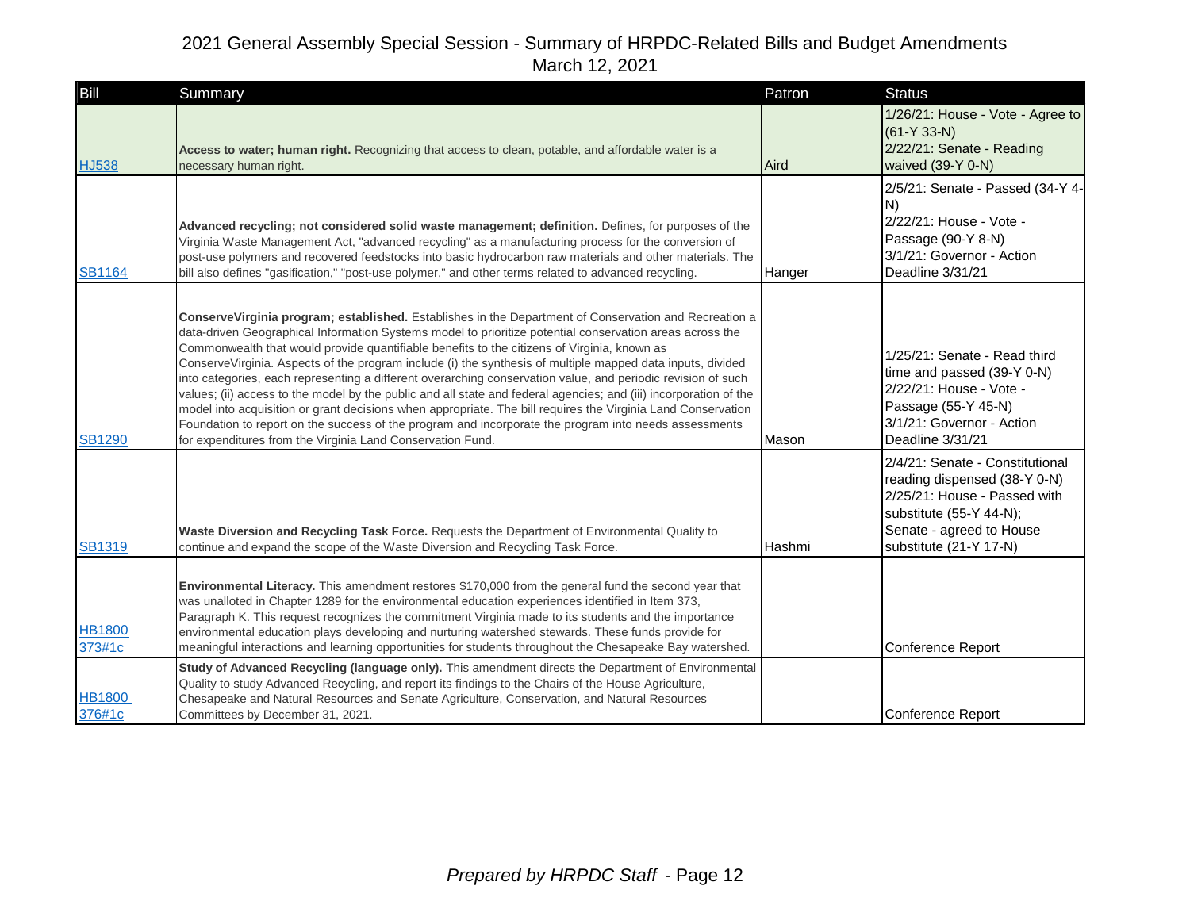# 2021 General Assembly Special Session - Summary of HRPDC-Related Bills and Budget Amendments

March 12, 2021

| Bill | Summary | Patron | Status |
| --- | --- | --- | --- |
| HJ538 | **Access to water; human right.** Recognizing that access to clean, potable, and affordable water is a necessary human right. | Aird | 1/26/21: House - Vote - Agree to (61-Y 33-N)<br>2/22/21: Senate - Reading waived (39-Y 0-N) |
| SB1164 | **Advanced recycling; not considered solid waste management; definition.** Defines, for purposes of the Virginia Waste Management Act, "advanced recycling" as a manufacturing process for the conversion of post-use polymers and recovered feedstocks into basic hydrocarbon raw materials and other materials. The bill also defines "gasification," "post-use polymer," and other terms related to advanced recycling. | Hanger | 2/5/21: Senate - Passed (34-Y 4-N)<br>2/22/21: House - Vote - Passage (90-Y 8-N)<br>3/1/21: Governor - Action Deadline 3/31/21 |
| SB1290 | **ConserveVirginia program; established.** Establishes in the Department of Conservation and Recreation a data-driven Geographical Information Systems model to prioritize potential conservation areas across the Commonwealth that would provide quantifiable benefits to the citizens of Virginia, known as ConserveVirginia. Aspects of the program include (i) the synthesis of multiple mapped data inputs, divided into categories, each representing a different overarching conservation value, and periodic revision of such values; (ii) access to the model by the public and all state and federal agencies; and (iii) incorporation of the model into acquisition or grant decisions when appropriate. The bill requires the Virginia Land Conservation Foundation to report on the success of the program and incorporate the program into needs assessments for expenditures from the Virginia Land Conservation Fund. | Mason | 1/25/21: Senate - Read third time and passed (39-Y 0-N)<br>2/22/21: House - Vote - Passage (55-Y 45-N)<br>3/1/21: Governor - Action Deadline 3/31/21 |
| SB1319 | **Waste Diversion and Recycling Task Force.** Requests the Department of Environmental Quality to continue and expand the scope of the Waste Diversion and Recycling Task Force. | Hashmi | 2/4/21: Senate - Constitutional reading dispensed (38-Y 0-N)<br>2/25/21: House - Passed with substitute (55-Y 44-N);<br>Senate - agreed to House substitute (21-Y 17-N) |
| HB1800 373#1c | **Environmental Literacy.** This amendment restores $170,000 from the general fund the second year that was unalloted in Chapter 1289 for the environmental education experiences identified in Item 373, Paragraph K. This request recognizes the commitment Virginia made to its students and the importance environmental education plays developing and nurturing watershed stewards. These funds provide for meaningful interactions and learning opportunities for students throughout the Chesapeake Bay watershed. | | Conference Report |
| HB1800 376#1c | **Study of Advanced Recycling (language only).** This amendment directs the Department of Environmental Quality to study Advanced Recycling, and report its findings to the Chairs of the House Agriculture, Chesapeake and Natural Resources and Senate Agriculture, Conservation, and Natural Resources Committees by December 31, 2021. | | Conference Report |

*Prepared by HRPDC Staff* - Page 12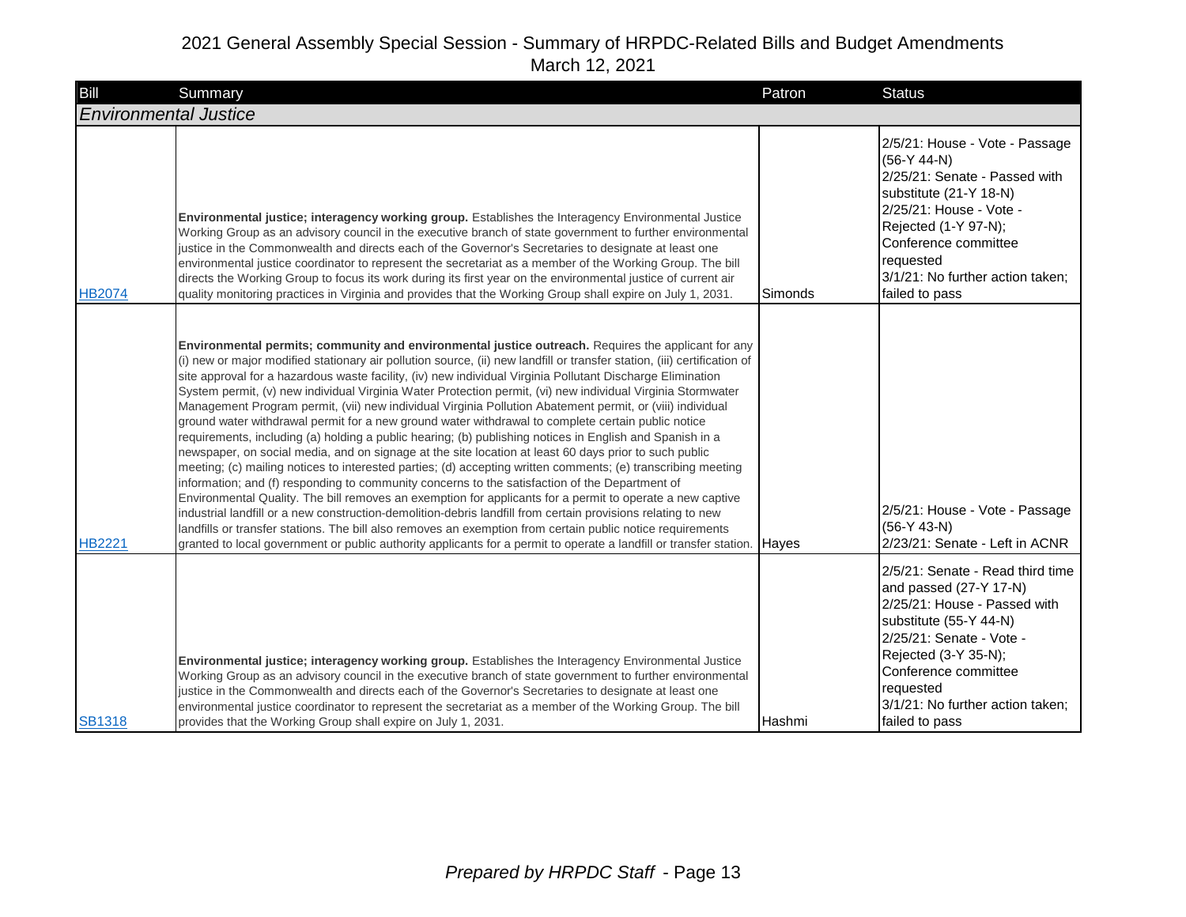# 2021 General Assembly Special Session - Summary of HRPDC-Related Bills and Budget Amendments

March 12, 2021

| Bill | Summary | Patron | Status |
|---|---|---|---|
| ***Environmental Justice*** | | | |
| HB2074 | **Environmental justice; interagency working group.** Establishes the Interagency Environmental Justice Working Group as an advisory council in the executive branch of state government to further environmental justice in the Commonwealth and directs each of the Governor's Secretaries to designate at least one environmental justice coordinator to represent the secretariat as a member of the Working Group. The bill directs the Working Group to focus its work during its first year on the environmental justice of current air quality monitoring practices in Virginia and provides that the Working Group shall expire on July 1, 2031. | Simonds | 2/5/21: House - Vote - Passage (56-Y 44-N)<br>2/25/21: Senate - Passed with substitute (21-Y 18-N)<br>2/25/21: House - Vote - Rejected (1-Y 97-N); Conference committee requested<br>3/1/21: No further action taken; failed to pass |
| HB2221 | **Environmental permits; community and environmental justice outreach.** Requires the applicant for any (i) new or major modified stationary air pollution source, (ii) new landfill or transfer station, (iii) certification of site approval for a hazardous waste facility, (iv) new individual Virginia Pollutant Discharge Elimination System permit, (v) new individual Virginia Water Protection permit, (vi) new individual Virginia Stormwater Management Program permit, (vii) new individual Virginia Pollution Abatement permit, or (viii) individual ground water withdrawal permit for a new ground water withdrawal to complete certain public notice requirements, including (a) holding a public hearing; (b) publishing notices in English and Spanish in a newspaper, on social media, and on signage at the site location at least 60 days prior to such public meeting; (c) mailing notices to interested parties; (d) accepting written comments; (e) transcribing meeting information; and (f) responding to community concerns to the satisfaction of the Department of Environmental Quality. The bill removes an exemption for applicants for a permit to operate a new captive industrial landfill or a new construction-demolition-debris landfill from certain provisions relating to new landfills or transfer stations. The bill also removes an exemption from certain public notice requirements granted to local government or public authority applicants for a permit to operate a landfill or transfer station. | Hayes | 2/5/21: House - Vote - Passage (56-Y 43-N)<br>2/23/21: Senate - Left in ACNR |
| SB1318 | **Environmental justice; interagency working group.** Establishes the Interagency Environmental Justice Working Group as an advisory council in the executive branch of state government to further environmental justice in the Commonwealth and directs each of the Governor's Secretaries to designate at least one environmental justice coordinator to represent the secretariat as a member of the Working Group. The bill provides that the Working Group shall expire on July 1, 2031. | Hashmi | 2/5/21: Senate - Read third time and passed (27-Y 17-N)<br>2/25/21: House - Passed with substitute (55-Y 44-N)<br>2/25/21: Senate - Vote - Rejected (3-Y 35-N); Conference committee requested<br>3/1/21: No further action taken; failed to pass |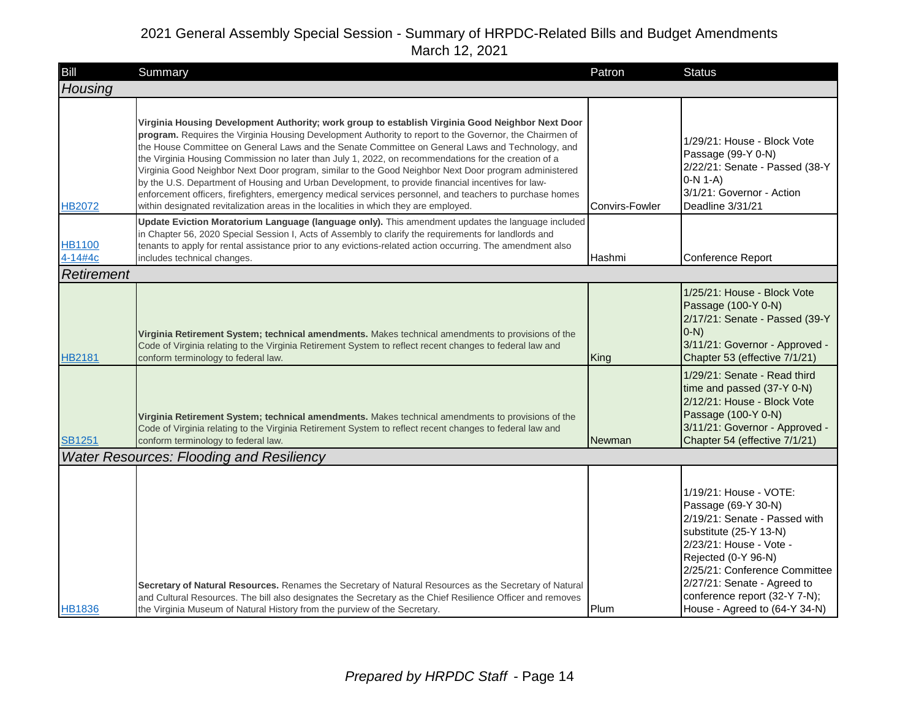# 2021 General Assembly Special Session - Summary of HRPDC-Related Bills and Budget Amendments

March 12, 2021

| Bill | Summary | Patron | Status |
|---|---|---|---|
| ***Housing*** | | | |
| HB2072 | **Virginia Housing Development Authority; work group to establish Virginia Good Neighbor Next Door program.** Requires the Virginia Housing Development Authority to report to the Governor, the Chairmen of the House Committee on General Laws and the Senate Committee on General Laws and Technology, and the Virginia Housing Commission no later than July 1, 2022, on recommendations for the creation of a Virginia Good Neighbor Next Door program, similar to the Good Neighbor Next Door program administered by the U.S. Department of Housing and Urban Development, to provide financial incentives for law-enforcement officers, firefighters, emergency medical services personnel, and teachers to purchase homes within designated revitalization areas in the localities in which they are employed. | Convirs-Fowler | 1/29/21: House - Block Vote Passage (99-Y 0-N)<br>2/22/21: Senate - Passed (38-Y 0-N 1-A)<br>3/1/21: Governor - Action Deadline 3/31/21 |
| HB1100 4-14#4c | **Update Eviction Moratorium Language (language only).** This amendment updates the language included in Chapter 56, 2020 Special Session I, Acts of Assembly to clarify the requirements for landlords and tenants to apply for rental assistance prior to any evictions-related action occurring. The amendment also includes technical changes. | Hashmi | Conference Report |
| ***Retirement*** | | | |
| HB2181 | **Virginia Retirement System; technical amendments.** Makes technical amendments to provisions of the Code of Virginia relating to the Virginia Retirement System to reflect recent changes to federal law and conform terminology to federal law. | King | 1/25/21: House - Block Vote Passage (100-Y 0-N)<br>2/17/21: Senate - Passed (39-Y 0-N)<br>3/11/21: Governor - Approved - Chapter 53 (effective 7/1/21) |
| SB1251 | **Virginia Retirement System; technical amendments.** Makes technical amendments to provisions of the Code of Virginia relating to the Virginia Retirement System to reflect recent changes to federal law and conform terminology to federal law. | Newman | 1/29/21: Senate - Read third time and passed (37-Y 0-N)<br>2/12/21: House - Block Vote Passage (100-Y 0-N)<br>3/11/21: Governor - Approved - Chapter 54 (effective 7/1/21) |
| ***Water Resources: Flooding and Resiliency*** | | | |
| HB1836 | **Secretary of Natural Resources.** Renames the Secretary of Natural Resources as the Secretary of Natural and Cultural Resources. The bill also designates the Secretary as the Chief Resilience Officer and removes the Virginia Museum of Natural History from the purview of the Secretary. | Plum | 1/19/21: House - VOTE: Passage (69-Y 30-N)<br>2/19/21: Senate - Passed with substitute (25-Y 13-N)<br>2/23/21: House - Vote - Rejected (0-Y 96-N)<br>2/25/21: Conference Committee<br>2/27/21: Senate - Agreed to conference report (32-Y 7-N); House - Agreed to (64-Y 34-N) |

*Prepared by HRPDC Staff*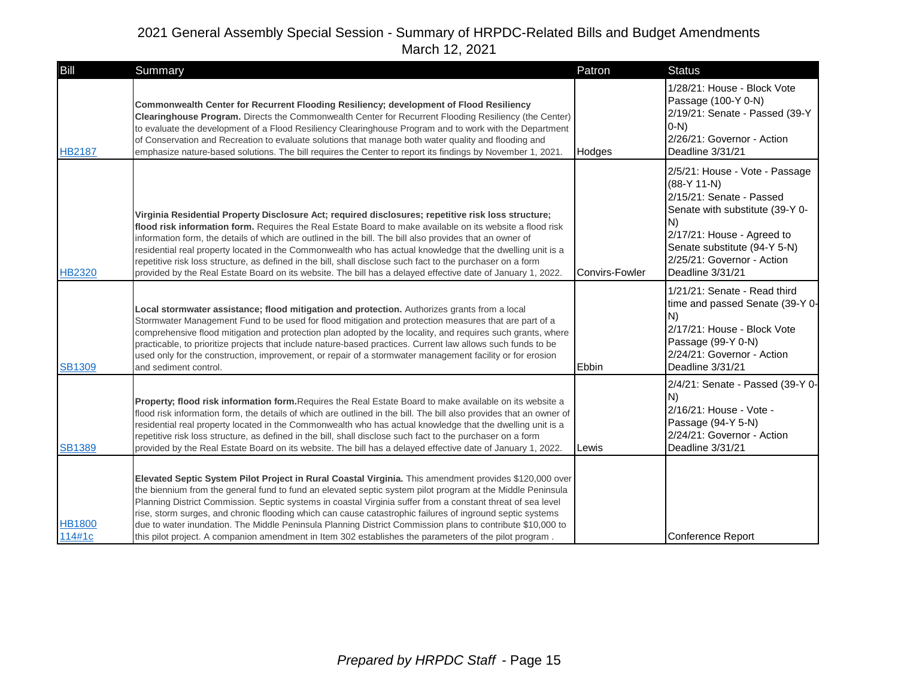# 2021 General Assembly Special Session - Summary of HRPDC-Related Bills and Budget Amendments

March 12, 2021

| Bill | Summary | Patron | Status |
|---|---|---|---|
| HB2187 | **Commonwealth Center for Recurrent Flooding Resiliency; development of Flood Resiliency Clearinghouse Program.** Directs the Commonwealth Center for Recurrent Flooding Resiliency (the Center) to evaluate the development of a Flood Resiliency Clearinghouse Program and to work with the Department of Conservation and Recreation to evaluate solutions that manage both water quality and flooding and emphasize nature-based solutions. The bill requires the Center to report its findings by November 1, 2021. | Hodges | 1/28/21: House - Block Vote Passage (100-Y 0-N)<br>2/19/21: Senate - Passed (39-Y 0-N)<br>2/26/21: Governor - Action Deadline 3/31/21 |
| HB2320 | **Virginia Residential Property Disclosure Act; required disclosures; repetitive risk loss structure; flood risk information form.** Requires the Real Estate Board to make available on its website a flood risk information form, the details of which are outlined in the bill. The bill also provides that an owner of residential real property located in the Commonwealth who has actual knowledge that the dwelling unit is a repetitive risk loss structure, as defined in the bill, shall disclose such fact to the purchaser on a form provided by the Real Estate Board on its website. The bill has a delayed effective date of January 1, 2022. | Convirs-Fowler | 2/5/21: House - Vote - Passage (88-Y 11-N)<br>2/15/21: Senate - Passed Senate with substitute (39-Y 0-N)<br>2/17/21: House - Agreed to Senate substitute (94-Y 5-N)<br>2/25/21: Governor - Action Deadline 3/31/21 |
| SB1309 | **Local stormwater assistance; flood mitigation and protection.** Authorizes grants from a local Stormwater Management Fund to be used for flood mitigation and protection measures that are part of a comprehensive flood mitigation and protection plan adopted by the locality, and requires such grants, where practicable, to prioritize projects that include nature-based practices. Current law allows such funds to be used only for the construction, improvement, or repair of a stormwater management facility or for erosion and sediment control. | Ebbin | 1/21/21: Senate - Read third time and passed Senate (39-Y 0-N)<br>2/17/21: House - Block Vote Passage (99-Y 0-N)<br>2/24/21: Governor - Action Deadline 3/31/21 |
| SB1389 | **Property; flood risk information form.** Requires the Real Estate Board to make available on its website a flood risk information form, the details of which are outlined in the bill. The bill also provides that an owner of residential real property located in the Commonwealth who has actual knowledge that the dwelling unit is a repetitive risk loss structure, as defined in the bill, shall disclose such fact to the purchaser on a form provided by the Real Estate Board on its website. The bill has a delayed effective date of January 1, 2022. | Lewis | 2/4/21: Senate - Passed (39-Y 0-N)<br>2/16/21: House - Vote - Passage (94-Y 5-N)<br>2/24/21: Governor - Action Deadline 3/31/21 |
| HB1800 114#1c | **Elevated Septic System Pilot Project in Rural Coastal Virginia.** This amendment provides $120,000 over the biennium from the general fund to fund an elevated septic system pilot program at the Middle Peninsula Planning District Commission. Septic systems in coastal Virginia suffer from a constant threat of sea level rise, storm surges, and chronic flooding which can cause catastrophic failures of inground septic systems due to water inundation. The Middle Peninsula Planning District Commission plans to contribute $10,000 to this pilot project. A companion amendment in Item 302 establishes the parameters of the pilot program . | | Conference Report |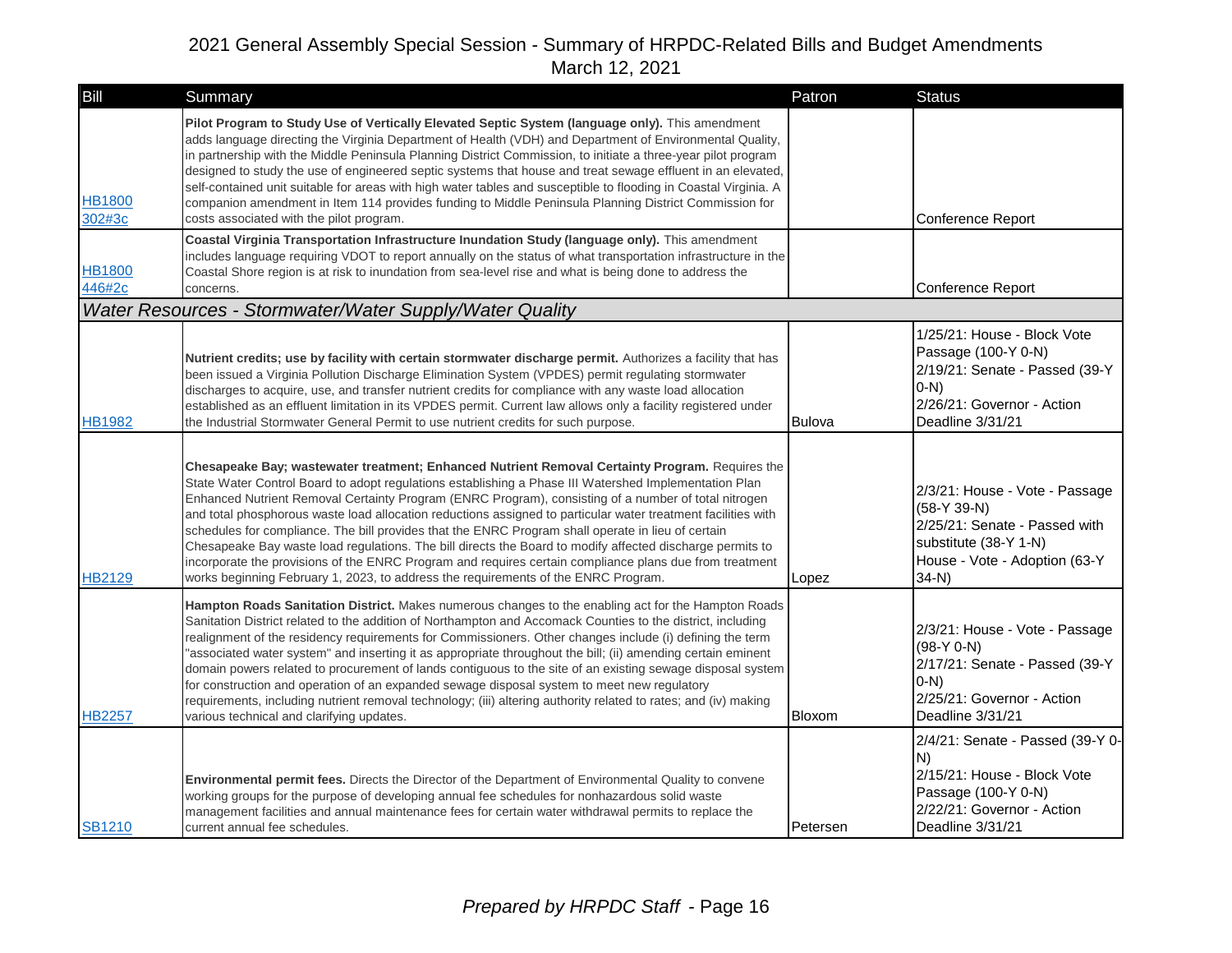# 2021 General Assembly Special Session - Summary of HRPDC-Related Bills and Budget Amendments

March 12, 2021

| Bill | Summary | Patron | Status |
|---|---|---|---|
| HB1800 302#3c | **Pilot Program to Study Use of Vertically Elevated Septic System (language only).** This amendment adds language directing the Virginia Department of Health (VDH) and Department of Environmental Quality, in partnership with the Middle Peninsula Planning District Commission, to initiate a three-year pilot program designed to study the use of engineered septic systems that house and treat sewage effluent in an elevated, self-contained unit suitable for areas with high water tables and susceptible to flooding in Coastal Virginia. A companion amendment in Item 114 provides funding to Middle Peninsula Planning District Commission for costs associated with the pilot program. | | Conference Report |
| HB1800 446#2c | **Coastal Virginia Transportation Infrastructure Inundation Study (language only).** This amendment includes language requiring VDOT to report annually on the status of what transportation infrastructure in the Coastal Shore region is at risk to inundation from sea-level rise and what is being done to address the concerns. | | Conference Report |
| ***Water Resources - Stormwater/Water Supply/Water Quality*** | | | |
| HB1982 | **Nutrient credits; use by facility with certain stormwater discharge permit.** Authorizes a facility that has been issued a Virginia Pollution Discharge Elimination System (VPDES) permit regulating stormwater discharges to acquire, use, and transfer nutrient credits for compliance with any waste load allocation established as an effluent limitation in its VPDES permit. Current law allows only a facility registered under the Industrial Stormwater General Permit to use nutrient credits for such purpose. | Bulova | 1/25/21: House - Block Vote Passage (100-Y 0-N)<br>2/19/21: Senate - Passed (39-Y 0-N)<br>2/26/21: Governor - Action Deadline 3/31/21 |
| HB2129 | **Chesapeake Bay; wastewater treatment; Enhanced Nutrient Removal Certainty Program.** Requires the State Water Control Board to adopt regulations establishing a Phase III Watershed Implementation Plan Enhanced Nutrient Removal Certainty Program (ENRC Program), consisting of a number of total nitrogen and total phosphorous waste load allocation reductions assigned to particular water treatment facilities with schedules for compliance. The bill provides that the ENRC Program shall operate in lieu of certain Chesapeake Bay waste load regulations. The bill directs the Board to modify affected discharge permits to incorporate the provisions of the ENRC Program and requires certain compliance plans due from treatment works beginning February 1, 2023, to address the requirements of the ENRC Program. | Lopez | 2/3/21: House - Vote - Passage (58-Y 39-N)<br>2/25/21: Senate - Passed with substitute (38-Y 1-N)<br>House - Vote - Adoption (63-Y 34-N) |
| HB2257 | **Hampton Roads Sanitation District.** Makes numerous changes to the enabling act for the Hampton Roads Sanitation District related to the addition of Northampton and Accomack Counties to the district, including realignment of the residency requirements for Commissioners. Other changes include (i) defining the term "associated water system" and inserting it as appropriate throughout the bill; (ii) amending certain eminent domain powers related to procurement of lands contiguous to the site of an existing sewage disposal system for construction and operation of an expanded sewage disposal system to meet new regulatory requirements, including nutrient removal technology; (iii) altering authority related to rates; and (iv) making various technical and clarifying updates. | Bloxom | 2/3/21: House - Vote - Passage (98-Y 0-N)<br>2/17/21: Senate - Passed (39-Y 0-N)<br>2/25/21: Governor - Action Deadline 3/31/21 |
| SB1210 | **Environmental permit fees.** Directs the Director of the Department of Environmental Quality to convene working groups for the purpose of developing annual fee schedules for nonhazardous solid waste management facilities and annual maintenance fees for certain water withdrawal permits to replace the current annual fee schedules. | Petersen | 2/4/21: Senate - Passed (39-Y 0-N)<br>2/15/21: House - Block Vote Passage (100-Y 0-N)<br>2/22/21: Governor - Action Deadline 3/31/21 |

*Prepared by HRPDC Staff* - Page 16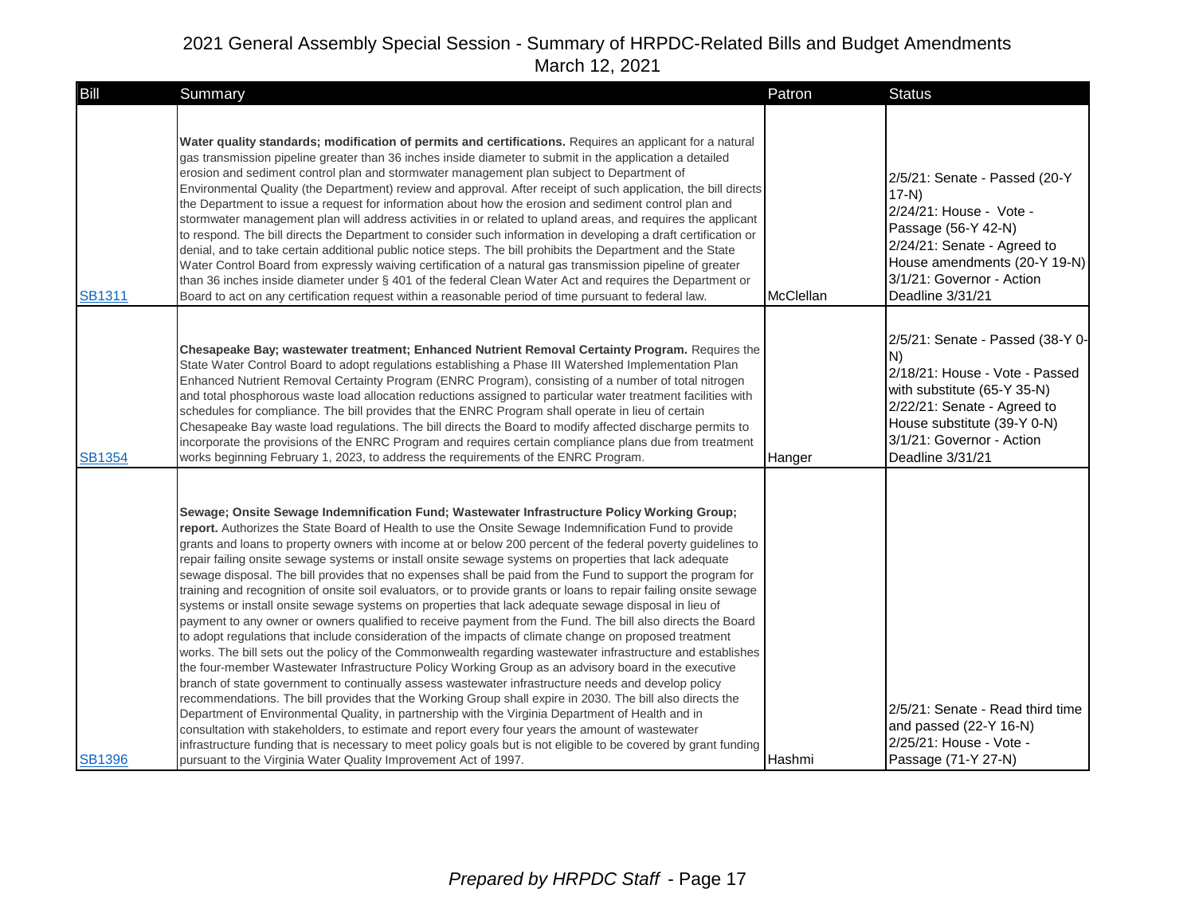# 2021 General Assembly Special Session - Summary of HRPDC-Related Bills and Budget Amendments

March 12, 2021

| Bill | Summary | Patron | Status |
| --- | --- | --- | --- |
| SB1311 | **Water quality standards; modification of permits and certifications.** Requires an applicant for a natural gas transmission pipeline greater than 36 inches inside diameter to submit in the application a detailed erosion and sediment control plan and stormwater management plan subject to Department of Environmental Quality (the Department) review and approval. After receipt of such application, the bill directs the Department to issue a request for information about how the erosion and sediment control plan and stormwater management plan will address activities in or related to upland areas, and requires the applicant to respond. The bill directs the Department to consider such information in developing a draft certification or denial, and to take certain additional public notice steps. The bill prohibits the Department and the State Water Control Board from expressly waiving certification of a natural gas transmission pipeline of greater than 36 inches inside diameter under § 401 of the federal Clean Water Act and requires the Department or Board to act on any certification request within a reasonable period of time pursuant to federal law. | McClellan | 2/5/21: Senate - Passed (20-Y 17-N)<br>2/24/21: House - Vote - Passage (56-Y 42-N)<br>2/24/21: Senate - Agreed to House amendments (20-Y 19-N)<br>3/1/21: Governor - Action Deadline 3/31/21 |
| SB1354 | **Chesapeake Bay; wastewater treatment; Enhanced Nutrient Removal Certainty Program.** Requires the State Water Control Board to adopt regulations establishing a Phase III Watershed Implementation Plan Enhanced Nutrient Removal Certainty Program (ENRC Program), consisting of a number of total nitrogen and total phosphorous waste load allocation reductions assigned to particular water treatment facilities with schedules for compliance. The bill provides that the ENRC Program shall operate in lieu of certain Chesapeake Bay waste load regulations. The bill directs the Board to modify affected discharge permits to incorporate the provisions of the ENRC Program and requires certain compliance plans due from treatment works beginning February 1, 2023, to address the requirements of the ENRC Program. | Hanger | 2/5/21: Senate - Passed (38-Y 0-N)<br>2/18/21: House - Vote - Passed with substitute (65-Y 35-N)<br>2/22/21: Senate - Agreed to House substitute (39-Y 0-N)<br>3/1/21: Governor - Action Deadline 3/31/21 |
| SB1396 | **Sewage; Onsite Sewage Indemnification Fund; Wastewater Infrastructure Policy Working Group; report.** Authorizes the State Board of Health to use the Onsite Sewage Indemnification Fund to provide grants and loans to property owners with income at or below 200 percent of the federal poverty guidelines to repair failing onsite sewage systems or install onsite sewage systems on properties that lack adequate sewage disposal. The bill provides that no expenses shall be paid from the Fund to support the program for training and recognition of onsite soil evaluators, or to provide grants or loans to repair failing onsite sewage systems or install onsite sewage systems on properties that lack adequate sewage disposal in lieu of payment to any owner or owners qualified to receive payment from the Fund. The bill also directs the Board to adopt regulations that include consideration of the impacts of climate change on proposed treatment works. The bill sets out the policy of the Commonwealth regarding wastewater infrastructure and establishes the four-member Wastewater Infrastructure Policy Working Group as an advisory board in the executive branch of state government to continually assess wastewater infrastructure needs and develop policy recommendations. The bill provides that the Working Group shall expire in 2030. The bill also directs the Department of Environmental Quality, in partnership with the Virginia Department of Health and in consultation with stakeholders, to estimate and report every four years the amount of wastewater infrastructure funding that is necessary to meet policy goals but is not eligible to be covered by grant funding pursuant to the Virginia Water Quality Improvement Act of 1997. | Hashmi | 2/5/21: Senate - Read third time and passed (22-Y 16-N)<br>2/25/21: House - Vote - Passage (71-Y 27-N) |

*Prepared by HRPDC Staff*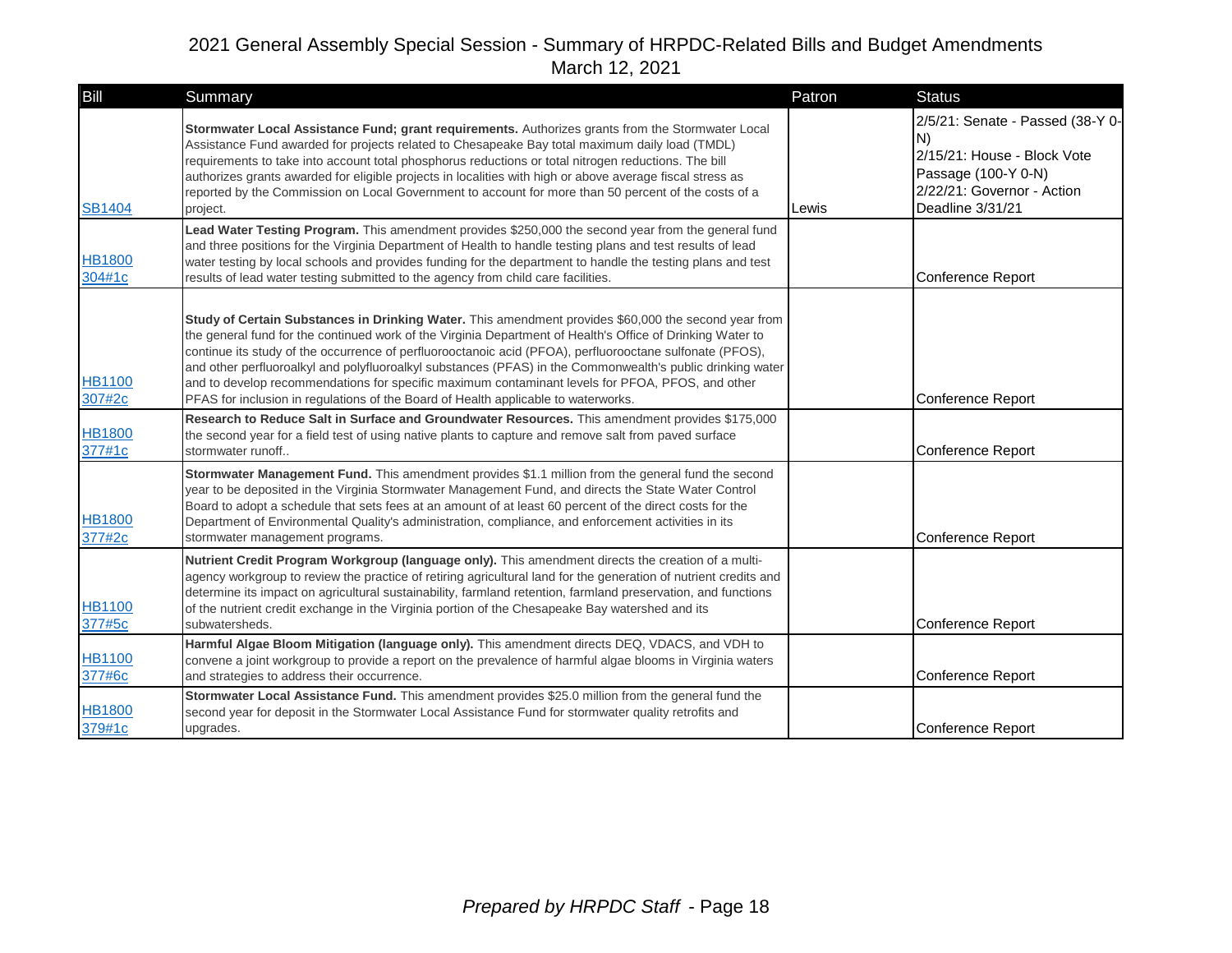# 2021 General Assembly Special Session - Summary of HRPDC-Related Bills and Budget Amendments

March 12, 2021

| Bill | Summary | Patron | Status |
|---|---|---|---|
| SB1404 | **Stormwater Local Assistance Fund; grant requirements.** Authorizes grants from the Stormwater Local Assistance Fund awarded for projects related to Chesapeake Bay total maximum daily load (TMDL) requirements to take into account total phosphorus reductions or total nitrogen reductions. The bill authorizes grants awarded for eligible projects in localities with high or above average fiscal stress as reported by the Commission on Local Government to account for more than 50 percent of the costs of a project. | Lewis | 2/5/21: Senate - Passed (38-Y 0-N)<br>2/15/21: House - Block Vote Passage (100-Y 0-N)<br>2/22/21: Governor - Action Deadline 3/31/21 |
| HB1800 304#1c | **Lead Water Testing Program.** This amendment provides $250,000 the second year from the general fund and three positions for the Virginia Department of Health to handle testing plans and test results of lead water testing by local schools and provides funding for the department to handle the testing plans and test results of lead water testing submitted to the agency from child care facilities. | | Conference Report |
| HB1100 307#2c | **Study of Certain Substances in Drinking Water.** This amendment provides $60,000 the second year from the general fund for the continued work of the Virginia Department of Health's Office of Drinking Water to continue its study of the occurrence of perfluorooctanoic acid (PFOA), perfluorooctane sulfonate (PFOS), and other perfluoroalkyl and polyfluoroalkyl substances (PFAS) in the Commonwealth's public drinking water and to develop recommendations for specific maximum contaminant levels for PFOA, PFOS, and other PFAS for inclusion in regulations of the Board of Health applicable to waterworks. | | Conference Report |
| HB1800 377#1c | **Research to Reduce Salt in Surface and Groundwater Resources.** This amendment provides $175,000 the second year for a field test of using native plants to capture and remove salt from paved surface stormwater runoff.. | | Conference Report |
| HB1800 377#2c | **Stormwater Management Fund.** This amendment provides $1.1 million from the general fund the second year to be deposited in the Virginia Stormwater Management Fund, and directs the State Water Control Board to adopt a schedule that sets fees at an amount of at least 60 percent of the direct costs for the Department of Environmental Quality's administration, compliance, and enforcement activities in its stormwater management programs. | | Conference Report |
| HB1100 377#5c | **Nutrient Credit Program Workgroup (language only).** This amendment directs the creation of a multi-agency workgroup to review the practice of retiring agricultural land for the generation of nutrient credits and determine its impact on agricultural sustainability, farmland retention, farmland preservation, and functions of the nutrient credit exchange in the Virginia portion of the Chesapeake Bay watershed and its subwatersheds. | | Conference Report |
| HB1100 377#6c | **Harmful Algae Bloom Mitigation (language only).** This amendment directs DEQ, VDACS, and VDH to convene a joint workgroup to provide a report on the prevalence of harmful algae blooms in Virginia waters and strategies to address their occurrence. | | Conference Report |
| HB1800 379#1c | **Stormwater Local Assistance Fund.** This amendment provides $25.0 million from the general fund the second year for deposit in the Stormwater Local Assistance Fund for stormwater quality retrofits and upgrades. | | Conference Report |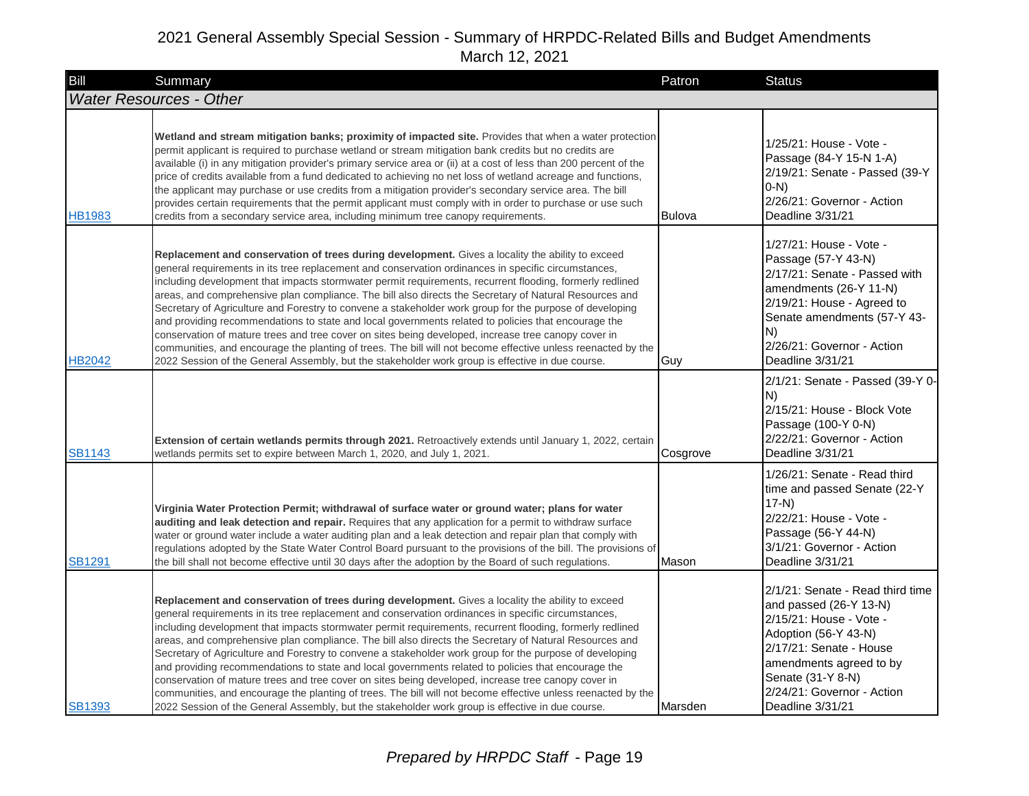# 2021 General Assembly Special Session - Summary of HRPDC-Related Bills and Budget Amendments

March 12, 2021

| Bill | Summary | Patron | Status |
|---|---|---|---|
| *Water Resources - Other* | | | |
| HB1983 | **Wetland and stream mitigation banks; proximity of impacted site.** Provides that when a water protection permit applicant is required to purchase wetland or stream mitigation bank credits but no credits are available (i) in any mitigation provider's primary service area or (ii) at a cost of less than 200 percent of the price of credits available from a fund dedicated to achieving no net loss of wetland acreage and functions, the applicant may purchase or use credits from a mitigation provider's secondary service area. The bill provides certain requirements that the permit applicant must comply with in order to purchase or use such credits from a secondary service area, including minimum tree canopy requirements. | Bulova | 1/25/21: House - Vote - Passage (84-Y 15-N 1-A)<br>2/19/21: Senate - Passed (39-Y 0-N)<br>2/26/21: Governor - Action Deadline 3/31/21 |
| HB2042 | **Replacement and conservation of trees during development.** Gives a locality the ability to exceed general requirements in its tree replacement and conservation ordinances in specific circumstances, including development that impacts stormwater permit requirements, recurrent flooding, formerly redlined areas, and comprehensive plan compliance. The bill also directs the Secretary of Natural Resources and Secretary of Agriculture and Forestry to convene a stakeholder work group for the purpose of developing and providing recommendations to state and local governments related to policies that encourage the conservation of mature trees and tree cover on sites being developed, increase tree canopy cover in communities, and encourage the planting of trees. The bill will not become effective unless reenacted by the 2022 Session of the General Assembly, but the stakeholder work group is effective in due course. | Guy | 1/27/21: House - Vote - Passage (57-Y 43-N)<br>2/17/21: Senate - Passed with amendments (26-Y 11-N)<br>2/19/21: House - Agreed to Senate amendments (57-Y 43-N)<br>2/26/21: Governor - Action Deadline 3/31/21 |
| SB1143 | **Extension of certain wetlands permits through 2021.** Retroactively extends until January 1, 2022, certain wetlands permits set to expire between March 1, 2020, and July 1, 2021. | Cosgrove | 2/1/21: Senate - Passed (39-Y 0-N)<br>2/15/21: House - Block Vote Passage (100-Y 0-N)<br>2/22/21: Governor - Action Deadline 3/31/21 |
| SB1291 | **Virginia Water Protection Permit; withdrawal of surface water or ground water; plans for water auditing and leak detection and repair.** Requires that any application for a permit to withdraw surface water or ground water include a water auditing plan and a leak detection and repair plan that comply with regulations adopted by the State Water Control Board pursuant to the provisions of the bill. The provisions of the bill shall not become effective until 30 days after the adoption by the Board of such regulations. | Mason | 1/26/21: Senate - Read third time and passed Senate (22-Y 17-N)<br>2/22/21: House - Vote - Passage (56-Y 44-N)<br>3/1/21: Governor - Action Deadline 3/31/21 |
| SB1393 | **Replacement and conservation of trees during development.** Gives a locality the ability to exceed general requirements in its tree replacement and conservation ordinances in specific circumstances, including development that impacts stormwater permit requirements, recurrent flooding, formerly redlined areas, and comprehensive plan compliance. The bill also directs the Secretary of Natural Resources and Secretary of Agriculture and Forestry to convene a stakeholder work group for the purpose of developing and providing recommendations to state and local governments related to policies that encourage the conservation of mature trees and tree cover on sites being developed, increase tree canopy cover in communities, and encourage the planting of trees. The bill will not become effective unless reenacted by the 2022 Session of the General Assembly, but the stakeholder work group is effective in due course. | Marsden | 2/1/21: Senate - Read third time and passed (26-Y 13-N)<br>2/15/21: House - Vote - Adoption (56-Y 43-N)<br>2/17/21: Senate - House amendments agreed to by Senate (31-Y 8-N)<br>2/24/21: Governor - Action Deadline 3/31/21 |

*Prepared by HRPDC Staff*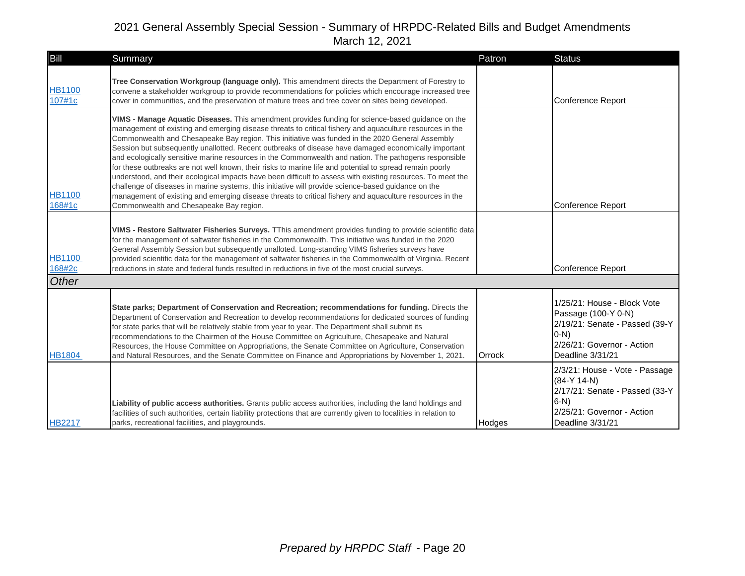# 2021 General Assembly Special Session - Summary of HRPDC-Related Bills and Budget Amendments
March 12, 2021

| Bill | Summary | Patron | Status |
|---|---|---|---|
| HB1100 107#1c | **Tree Conservation Workgroup (language only).** This amendment directs the Department of Forestry to convene a stakeholder workgroup to provide recommendations for policies which encourage increased tree cover in communities, and the preservation of mature trees and tree cover on sites being developed. | | Conference Report |
| HB1100 168#1c | **VIMS - Manage Aquatic Diseases.** This amendment provides funding for science-based guidance on the management of existing and emerging disease threats to critical fishery and aquaculture resources in the Commonwealth and Chesapeake Bay region. This initiative was funded in the 2020 General Assembly Session but subsequently unallotted. Recent outbreaks of disease have damaged economically important and ecologically sensitive marine resources in the Commonwealth and nation. The pathogens responsible for these outbreaks are not well known, their risks to marine life and potential to spread remain poorly understood, and their ecological impacts have been difficult to assess with existing resources. To meet the challenge of diseases in marine systems, this initiative will provide science-based guidance on the management of existing and emerging disease threats to critical fishery and aquaculture resources in the Commonwealth and Chesapeake Bay region. | | Conference Report |
| HB1100 168#2c | **VIMS - Restore Saltwater Fisheries Surveys.** TThis amendment provides funding to provide scientific data for the management of saltwater fisheries in the Commonwealth. This initiative was funded in the 2020 General Assembly Session but subsequently unalloted. Long-standing VIMS fisheries surveys have provided scientific data for the management of saltwater fisheries in the Commonwealth of Virginia. Recent reductions in state and federal funds resulted in reductions in five of the most crucial surveys. | | Conference Report |
| ***Other*** | | | |
| HB1804 | **State parks; Department of Conservation and Recreation; recommendations for funding.** Directs the Department of Conservation and Recreation to develop recommendations for dedicated sources of funding for state parks that will be relatively stable from year to year. The Department shall submit its recommendations to the Chairmen of the House Committee on Agriculture, Chesapeake and Natural Resources, the House Committee on Appropriations, the Senate Committee on Agriculture, Conservation and Natural Resources, and the Senate Committee on Finance and Appropriations by November 1, 2021. | Orrock | 1/25/21: House - Block Vote Passage (100-Y 0-N)<br>2/19/21: Senate - Passed (39-Y 0-N)<br>2/26/21: Governor - Action Deadline 3/31/21 |
| HB2217 | **Liability of public access authorities.** Grants public access authorities, including the land holdings and facilities of such authorities, certain liability protections that are currently given to localities in relation to parks, recreational facilities, and playgrounds. | Hodges | 2/3/21: House - Vote - Passage (84-Y 14-N)<br>2/17/21: Senate - Passed (33-Y 6-N)<br>2/25/21: Governor - Action Deadline 3/31/21 |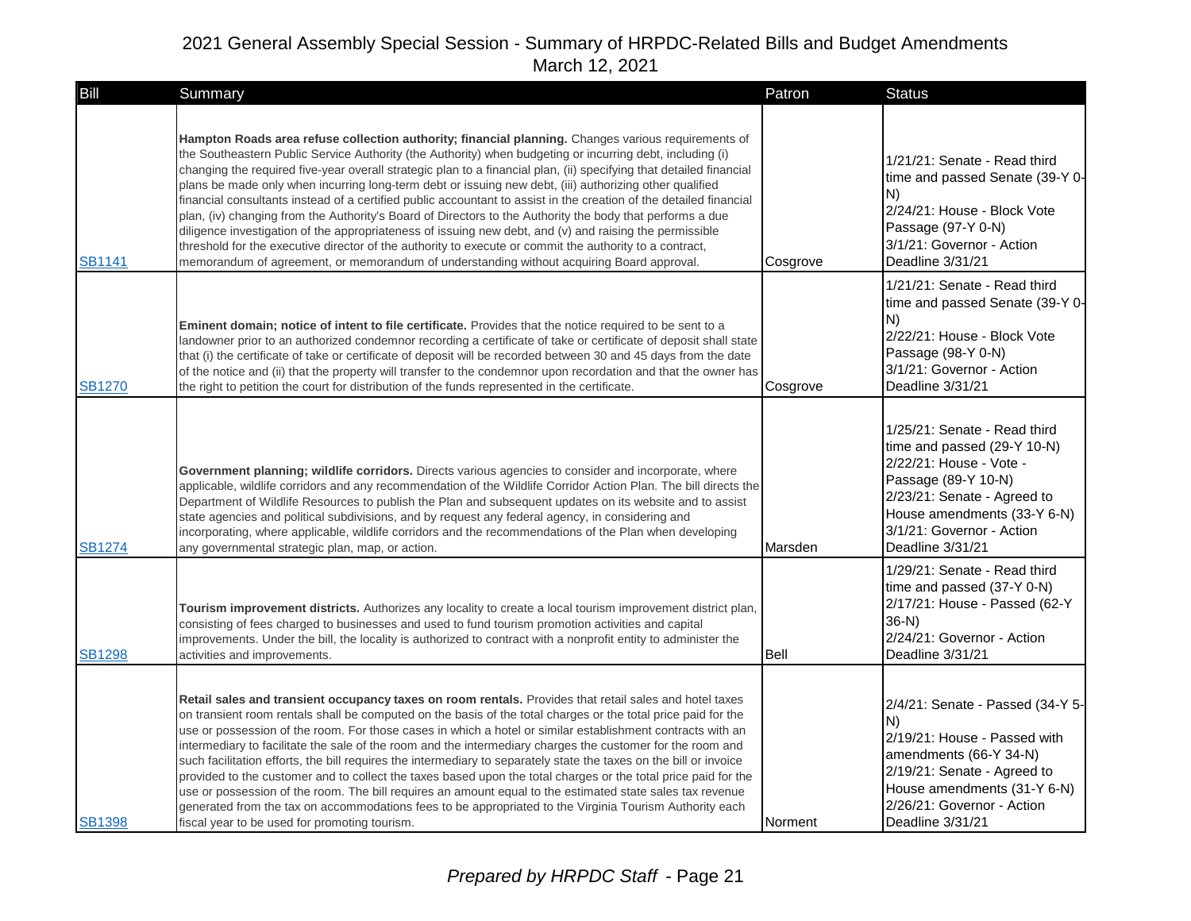## 2021 General Assembly Special Session - Summary of HRPDC-Related Bills and Budget Amendments
March 12, 2021

| Bill | Summary | Patron | Status |
|---|---|---|---|
| SB1141 | **Hampton Roads area refuse collection authority; financial planning.** Changes various requirements of the Southeastern Public Service Authority (the Authority) when budgeting or incurring debt, including (i) changing the required five-year overall strategic plan to a financial plan, (ii) specifying that detailed financial plans be made only when incurring long-term debt or issuing new debt, (iii) authorizing other qualified financial consultants instead of a certified public accountant to assist in the creation of the detailed financial plan, (iv) changing from the Authority's Board of Directors to the Authority the body that performs a due diligence investigation of the appropriateness of issuing new debt, and (v) and raising the permissible threshold for the executive director of the authority to execute or commit the authority to a contract, memorandum of agreement, or memorandum of understanding without acquiring Board approval. | Cosgrove | 1/21/21: Senate - Read third time and passed Senate (39-Y 0-N)<br>2/24/21: House - Block Vote Passage (97-Y 0-N)<br>3/1/21: Governor - Action Deadline 3/31/21 |
| SB1270 | **Eminent domain; notice of intent to file certificate.** Provides that the notice required to be sent to a landowner prior to an authorized condemnor recording a certificate of take or certificate of deposit shall state that (i) the certificate of take or certificate of deposit will be recorded between 30 and 45 days from the date of the notice and (ii) that the property will transfer to the condemnor upon recordation and that the owner has the right to petition the court for distribution of the funds represented in the certificate. | Cosgrove | 1/21/21: Senate - Read third time and passed Senate (39-Y 0-N)<br>2/22/21: House - Block Vote Passage (98-Y 0-N)<br>3/1/21: Governor - Action Deadline 3/31/21 |
| SB1274 | **Government planning; wildlife corridors.** Directs various agencies to consider and incorporate, where applicable, wildlife corridors and any recommendation of the Wildlife Corridor Action Plan. The bill directs the Department of Wildlife Resources to publish the Plan and subsequent updates on its website and to assist state agencies and political subdivisions, and by request any federal agency, in considering and incorporating, where applicable, wildlife corridors and the recommendations of the Plan when developing any governmental strategic plan, map, or action. | Marsden | 1/25/21: Senate - Read third time and passed (29-Y 10-N)<br>2/22/21: House - Vote - Passage (89-Y 10-N)<br>2/23/21: Senate - Agreed to House amendments (33-Y 6-N)<br>3/1/21: Governor - Action Deadline 3/31/21 |
| SB1298 | **Tourism improvement districts.** Authorizes any locality to create a local tourism improvement district plan, consisting of fees charged to businesses and used to fund tourism promotion activities and capital improvements. Under the bill, the locality is authorized to contract with a nonprofit entity to administer the activities and improvements. | Bell | 1/29/21: Senate - Read third time and passed (37-Y 0-N)<br>2/17/21: House - Passed (62-Y 36-N)<br>2/24/21: Governor - Action Deadline 3/31/21 |
| SB1398 | **Retail sales and transient occupancy taxes on room rentals.** Provides that retail sales and hotel taxes on transient room rentals shall be computed on the basis of the total charges or the total price paid for the use or possession of the room. For those cases in which a hotel or similar establishment contracts with an intermediary to facilitate the sale of the room and the intermediary charges the customer for the room and such facilitation efforts, the bill requires the intermediary to separately state the taxes on the bill or invoice provided to the customer and to collect the taxes based upon the total charges or the total price paid for the use or possession of the room. The bill requires an amount equal to the estimated state sales tax revenue generated from the tax on accommodations fees to be appropriated to the Virginia Tourism Authority each fiscal year to be used for promoting tourism. | Norment | 2/4/21: Senate - Passed (34-Y 5-N)<br>2/19/21: House - Passed with amendments (66-Y 34-N)<br>2/19/21: Senate - Agreed to House amendments (31-Y 6-N)<br>2/26/21: Governor - Action Deadline 3/31/21 |

*Prepared by HRPDC Staff*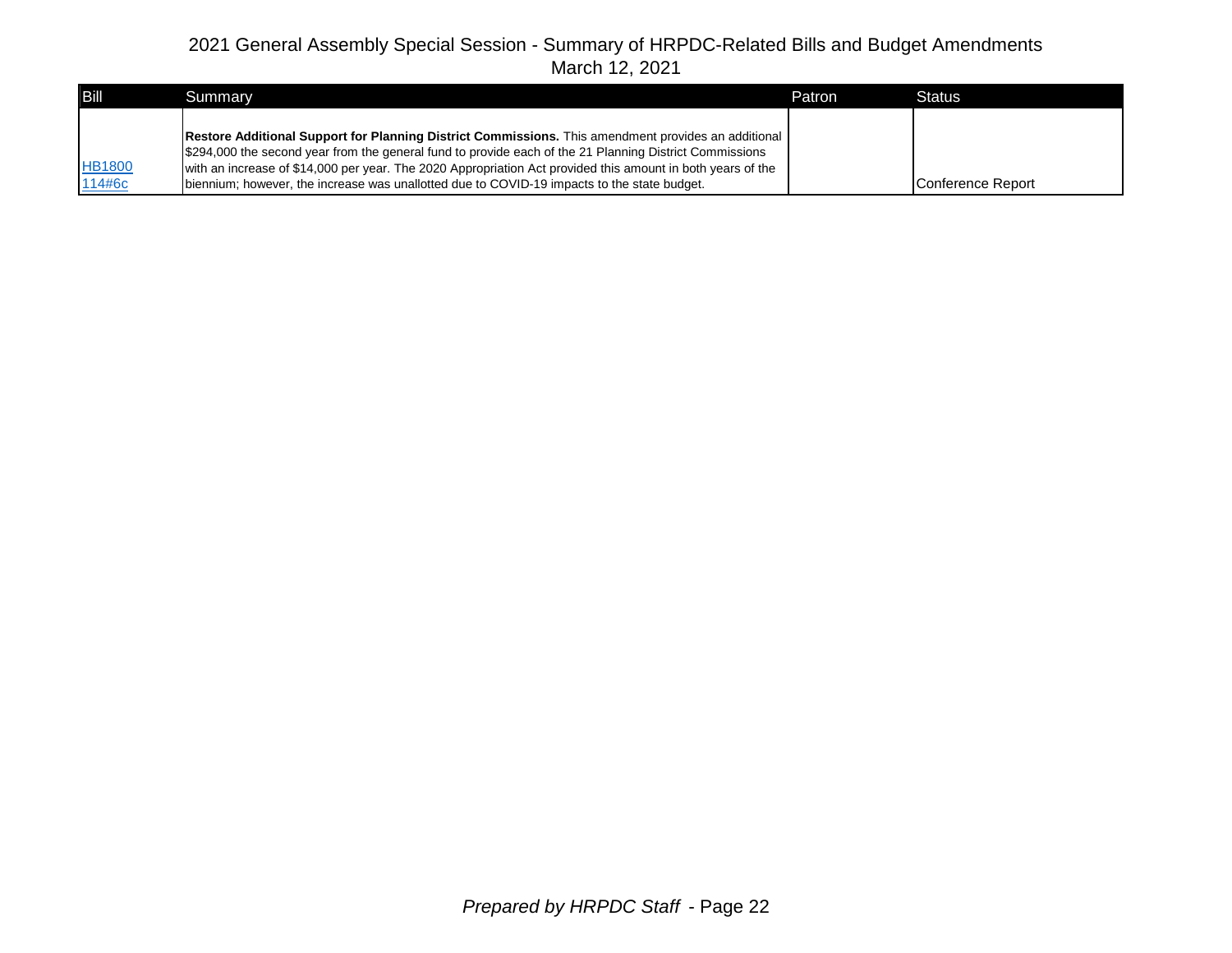2021 General Assembly Special Session - Summary of HRPDC-Related Bills and Budget Amendments
March 12, 2021

| Bill | Summary | Patron | Status |
|---|---|---|---|
| HB1800 114#6c | **Restore Additional Support for Planning District Commissions.** This amendment provides an additional $294,000 the second year from the general fund to provide each of the 21 Planning District Commissions with an increase of $14,000 per year. The 2020 Appropriation Act provided this amount in both years of the biennium; however, the increase was unallotted due to COVID-19 impacts to the state budget. | | Conference Report |

*Prepared by HRPDC Staff*